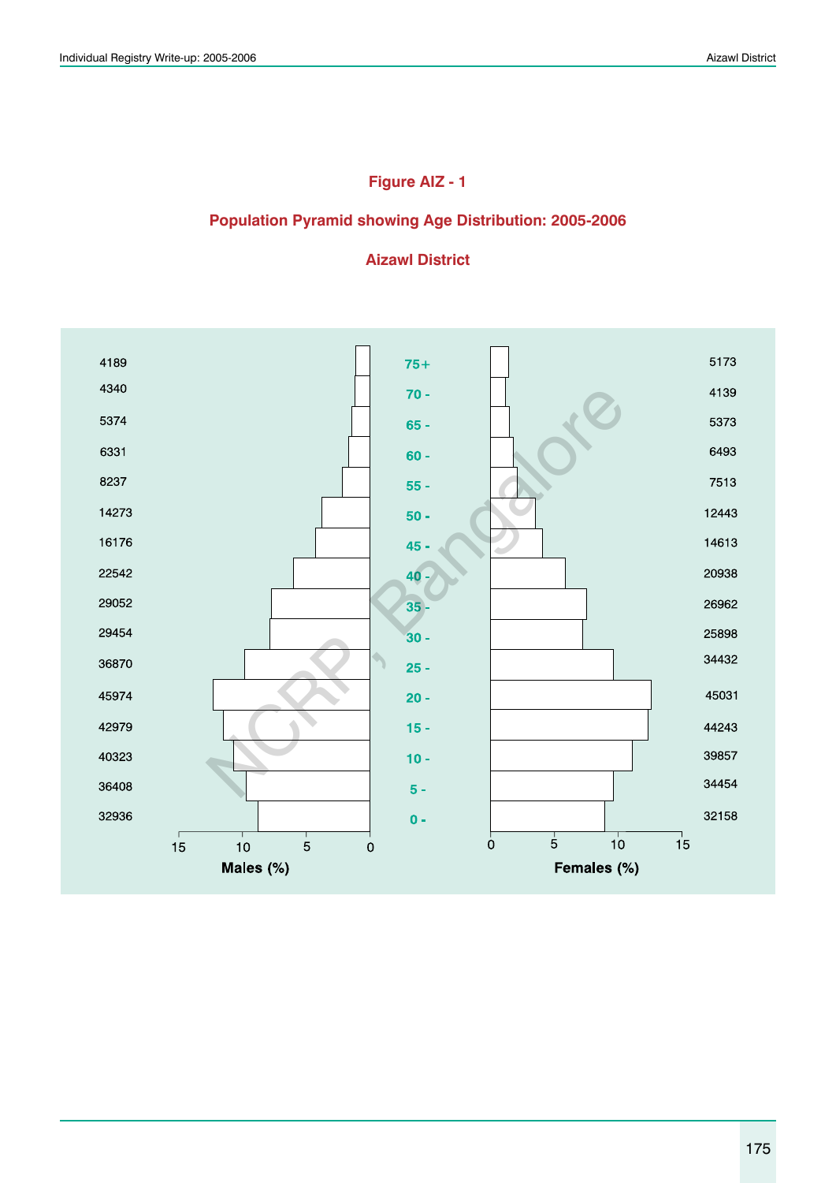# Figure AIZ - 1

## Population Pyramid showing Age Distribution: 2005-2006

## Aizawl District

| Males | Age Group | Females |
|---|---|---|
| 4189 | 75+ | 5173 |
| 4340 | 70 - | 4139 |
| 5374 | 65 - | 5373 |
| 6331 | 60 - | 6493 |
| 8237 | 55 - | 7513 |
| 14273 | 50 - | 12443 |
| 16176 | 45 - | 14613 |
| 22542 | 40 - | 20938 |
| 29052 | 35 - | 26962 |
| 29454 | 30 - | 25898 |
| 36870 | 25 - | 34432 |
| 45974 | 20 - | 45031 |
| 42979 | 15 - | 44243 |
| 40323 | 10 - | 39857 |
| 36408 | 5 - | 34454 |
| 32936 | 0 - | 32158 |

Males (%) — Females (%)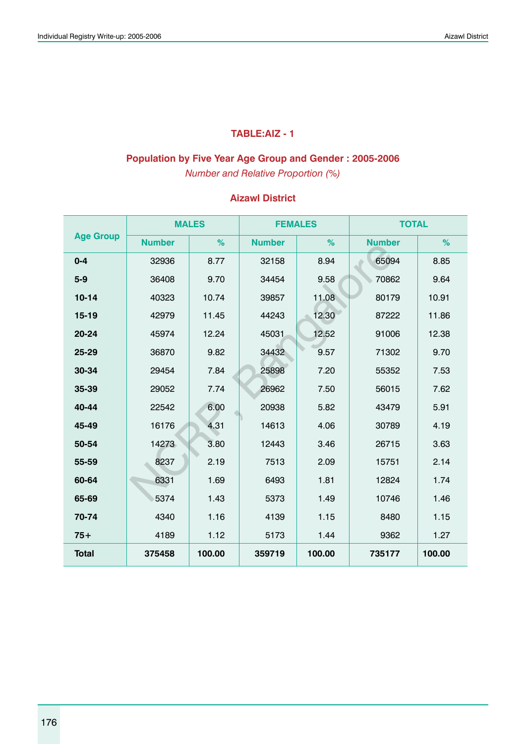## TABLE:AIZ - 1

### Population by Five Year Age Group and Gender : 2005-2006

*Number and Relative Proportion (%)*

### Aizawl District

| Age Group | MALES | | FEMALES | | TOTAL | |
|---|---|---|---|---|---|---|
| | Number | % | Number | % | Number | % |
| 0-4 | 32936 | 8.77 | 32158 | 8.94 | 65094 | 8.85 |
| 5-9 | 36408 | 9.70 | 34454 | 9.58 | 70862 | 9.64 |
| 10-14 | 40323 | 10.74 | 39857 | 11.08 | 80179 | 10.91 |
| 15-19 | 42979 | 11.45 | 44243 | 12.30 | 87222 | 11.86 |
| 20-24 | 45974 | 12.24 | 45031 | 12.52 | 91006 | 12.38 |
| 25-29 | 36870 | 9.82 | 34432 | 9.57 | 71302 | 9.70 |
| 30-34 | 29454 | 7.84 | 25898 | 7.20 | 55352 | 7.53 |
| 35-39 | 29052 | 7.74 | 26962 | 7.50 | 56015 | 7.62 |
| 40-44 | 22542 | 6.00 | 20938 | 5.82 | 43479 | 5.91 |
| 45-49 | 16176 | 4.31 | 14613 | 4.06 | 30789 | 4.19 |
| 50-54 | 14273 | 3.80 | 12443 | 3.46 | 26715 | 3.63 |
| 55-59 | 8237 | 2.19 | 7513 | 2.09 | 15751 | 2.14 |
| 60-64 | 6331 | 1.69 | 6493 | 1.81 | 12824 | 1.74 |
| 65-69 | 5374 | 1.43 | 5373 | 1.49 | 10746 | 1.46 |
| 70-74 | 4340 | 1.16 | 4139 | 1.15 | 8480 | 1.15 |
| 75+ | 4189 | 1.12 | 5173 | 1.44 | 9362 | 1.27 |
| **Total** | **375458** | **100.00** | **359719** | **100.00** | **735177** | **100.00** |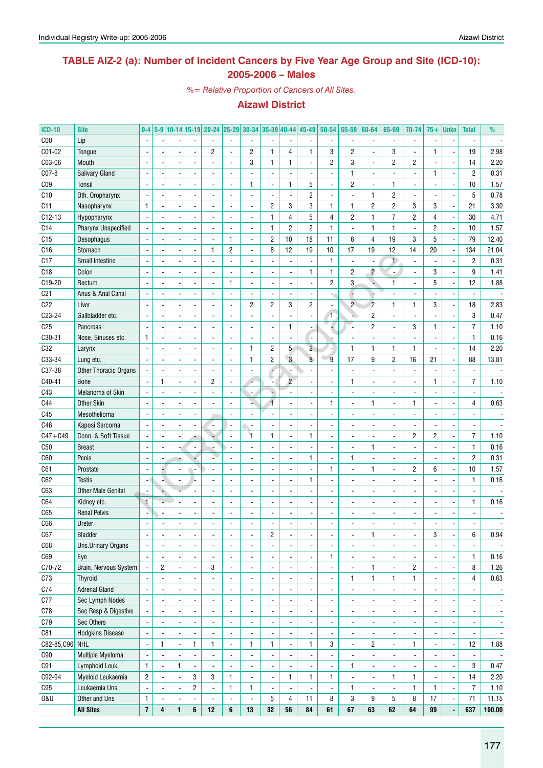## TABLE AIZ-2 (a): Number of Incident Cancers by Five Year Age Group and Site (ICD-10): 2005-2006 – Males

*%= Relative Proportion of Cancers of All Sites.*

### Aizawl District

| ICD-10 | Site | 0-4 | 5-9 | 10-14 | 15-19 | 20-24 | 25-29 | 30-34 | 35-39 | 40-44 | 45-49 | 50-54 | 55-59 | 60-64 | 65-69 | 70-74 | 75+ | Unkn | Total | % |
|---|---|---|---|---|---|---|---|---|---|---|---|---|---|---|---|---|---|---|---|---|
| C00 | Lip | - | - | - | - | - | - | - | - | - | - | - | - | - | - | - | - | - | - | - |
| C01-02 | Tongue | - | - | - | - | 2 | - | 2 | 1 | 4 | 1 | 3 | 2 | - | 3 | - | 1 | - | 19 | 2.98 |
| C03-06 | Mouth | - | - | - | - | - | - | 3 | 1 | 1 | - | 2 | 3 | - | 2 | 2 | - | - | 14 | 2.20 |
| C07-8 | Salivary Gland | - | - | - | - | - | - | - | - | - | - | - | 1 | - | - | - | 1 | - | 2 | 0.31 |
| C09 | Tonsil | - | - | - | - | - | - | 1 | - | 1 | 5 | - | 2 | - | 1 | - | - | - | 10 | 1.57 |
| C10 | Oth. Oropharynx | - | - | - | - | - | - | - | - | - | 2 | - | - | 1 | 2 | - | - | - | 5 | 0.78 |
| C11 | Nasopharynx | 1 | - | - | - | - | - | - | 2 | 3 | 3 | 1 | 1 | 2 | 2 | 3 | 3 | - | 21 | 3.30 |
| C12-13 | Hypopharynx | - | - | - | - | - | - | - | 1 | 4 | 5 | 4 | 2 | 1 | 7 | 2 | 4 | - | 30 | 4.71 |
| C14 | Pharynx Unspecified | - | - | - | - | - | - | - | 1 | 2 | 2 | 1 | - | 1 | 1 | - | 2 | - | 10 | 1.57 |
| C15 | Oesophagus | - | - | - | - | - | 1 | - | 2 | 10 | 18 | 11 | 6 | 4 | 19 | 3 | 5 | - | 79 | 12.40 |
| C16 | Stomach | - | - | - | - | 1 | 2 | - | 8 | 12 | 19 | 10 | 17 | 19 | 12 | 14 | 20 | - | 134 | 21.04 |
| C17 | Small Intestine | - | - | - | - | - | - | - | - | - | - | 1 | - | - | 1 | - | - | - | 2 | 0.31 |
| C18 | Colon | - | - | - | - | - | - | - | - | - | 1 | 1 | 2 | 2 | - | - | 3 | - | 9 | 1.41 |
| C19-20 | Rectum | - | - | - | - | - | 1 | - | - | - | - | 2 | 3 | - | 1 | - | 5 | - | 12 | 1.88 |
| C21 | Anus & Anal Canal | - | - | - | - | - | - | - | - | - | - | - | - | - | - | - | - | - | - | - |
| C22 | Liver | - | - | - | - | - | - | 2 | 2 | 3 | 2 | - | 2 | 2 | 1 | 1 | 3 | - | 18 | 2.83 |
| C23-24 | Gallbladder etc. | - | - | - | - | - | - | - | - | - | - | 1 | - | 2 | - | - | - | - | 3 | 0.47 |
| C25 | Pancreas | - | - | - | - | - | - | - | - | 1 | - | - | - | 2 | - | 3 | 1 | - | 7 | 1.10 |
| C30-31 | Nose, Sinuses etc. | 1 | - | - | - | - | - | - | - | - | - | - | - | - | - | - | - | - | 1 | 0.16 |
| C32 | Larynx | - | - | - | - | - | - | 1 | 2 | 5 | 2 | - | 1 | 1 | 1 | 1 | - | - | 14 | 2.20 |
| C33-34 | Lung etc. | - | - | - | - | - | - | 1 | 2 | 3 | 8 | 9 | 17 | 9 | 2 | 16 | 21 | - | 88 | 13.81 |
| C37-38 | Other Thoracic Organs | - | - | - | - | - | - | - | - | - | - | - | - | - | - | - | - | - | - | - |
| C40-41 | Bone | - | 1 | - | - | 2 | - | - | - | 2 | - | - | 1 | - | - | - | 1 | - | 7 | 1.10 |
| C43 | Melanoma of Skin | - | - | - | - | - | - | - | - | - | - | - | - | - | - | - | - | - | - | - |
| C44 | Other Skin | - | - | - | - | - | - | - | 1 | - | - | 1 | - | 1 | - | 1 | - | - | 4 | 0.63 |
| C45 | Mesothelioma | - | - | - | - | - | - | - | - | - | - | - | - | - | - | - | - | - | - | - |
| C46 | Kaposi Sarcoma | - | - | - | - | - | - | - | - | - | - | - | - | - | - | - | - | - | - | - |
| C47+C49 | Conn. & Soft Tissue | - | - | - | - | - | - | 1 | 1 | - | 1 | - | - | - | - | 2 | 2 | - | 7 | 1.10 |
| C50 | Breast | - | - | - | - | - | - | - | - | - | - | - | - | 1 | - | - | - | - | 1 | 0.16 |
| C60 | Penis | - | - | - | - | - | - | - | - | - | 1 | - | 1 | - | - | - | - | - | 2 | 0.31 |
| C61 | Prostate | - | - | - | - | - | - | - | - | - | - | 1 | - | 1 | - | 2 | 6 | - | 10 | 1.57 |
| C62 | Testis | - | - | - | - | - | - | - | - | - | 1 | - | - | - | - | - | - | - | 1 | 0.16 |
| C63 | Other Male Genital | - | - | - | - | - | - | - | - | - | - | - | - | - | - | - | - | - | - | - |
| C64 | Kidney etc. | 1 | - | - | - | - | - | - | - | - | - | - | - | - | - | - | - | - | 1 | 0.16 |
| C65 | Renal Pelvis | - | - | - | - | - | - | - | - | - | - | - | - | - | - | - | - | - | - | - |
| C66 | Ureter | - | - | - | - | - | - | - | - | - | - | - | - | - | - | - | - | - | - | - |
| C67 | Bladder | - | - | - | - | - | - | - | 2 | - | - | - | - | 1 | - | - | 3 | - | 6 | 0.94 |
| C68 | Uns.Urinary Organs | - | - | - | - | - | - | - | - | - | - | - | - | - | - | - | - | - | - | - |
| C69 | Eye | - | - | - | - | - | - | - | - | - | - | 1 | - | - | - | - | - | - | 1 | 0.16 |
| C70-72 | Brain, Nervous System | - | 2 | - | - | 3 | - | - | - | - | - | - | - | 1 | - | 2 | - | - | 8 | 1.26 |
| C73 | Thyroid | - | - | - | - | - | - | - | - | - | - | - | 1 | 1 | 1 | 1 | - | - | 4 | 0.63 |
| C74 | Adrenal Gland | - | - | - | - | - | - | - | - | - | - | - | - | - | - | - | - | - | - | - |
| C77 | Sec Lymph Nodes | - | - | - | - | - | - | - | - | - | - | - | - | - | - | - | - | - | - | - |
| C78 | Sec Resp & Digestive | - | - | - | - | - | - | - | - | - | - | - | - | - | - | - | - | - | - | - |
| C79 | Sec Others | - | - | - | - | - | - | - | - | - | - | - | - | - | - | - | - | - | - | - |
| C81 | Hodgkins Disease | - | - | - | - | - | - | - | - | - | - | - | - | - | - | - | - | - | - | - |
| C82-85,C96 | NHL | - | 1 | - | 1 | 1 | - | 1 | 1 | - | 1 | 3 | - | 2 | - | 1 | - | - | 12 | 1.88 |
| C90 | Multiple Myeloma | - | - | - | - | - | - | - | - | - | - | - | - | - | - | - | - | - | - | - |
| C91 | Lymphoid Leuk. | 1 | - | 1 | - | - | - | - | - | - | - | - | 1 | - | - | - | - | - | 3 | 0.47 |
| C92-94 | Myeloid Leukaemia | 2 | - | - | 3 | 3 | 1 | - | - | 1 | 1 | 1 | - | - | 1 | 1 | - | - | 14 | 2.20 |
| C95 | Leukaemia Uns | - | - | - | 2 | - | 1 | 1 | - | - | - | - | 1 | - | - | 1 | 1 | - | 7 | 1.10 |
| O&U | Other and Uns | 1 | - | - | - | - | - | - | 5 | 4 | 11 | 8 | 3 | 9 | 5 | 8 | 17 | - | 71 | 11.15 |
| | **All Sites** | **7** | **4** | **1** | **6** | **12** | **6** | **13** | **32** | **56** | **84** | **61** | **67** | **63** | **62** | **64** | **99** | **-** | **637** | **100.00** |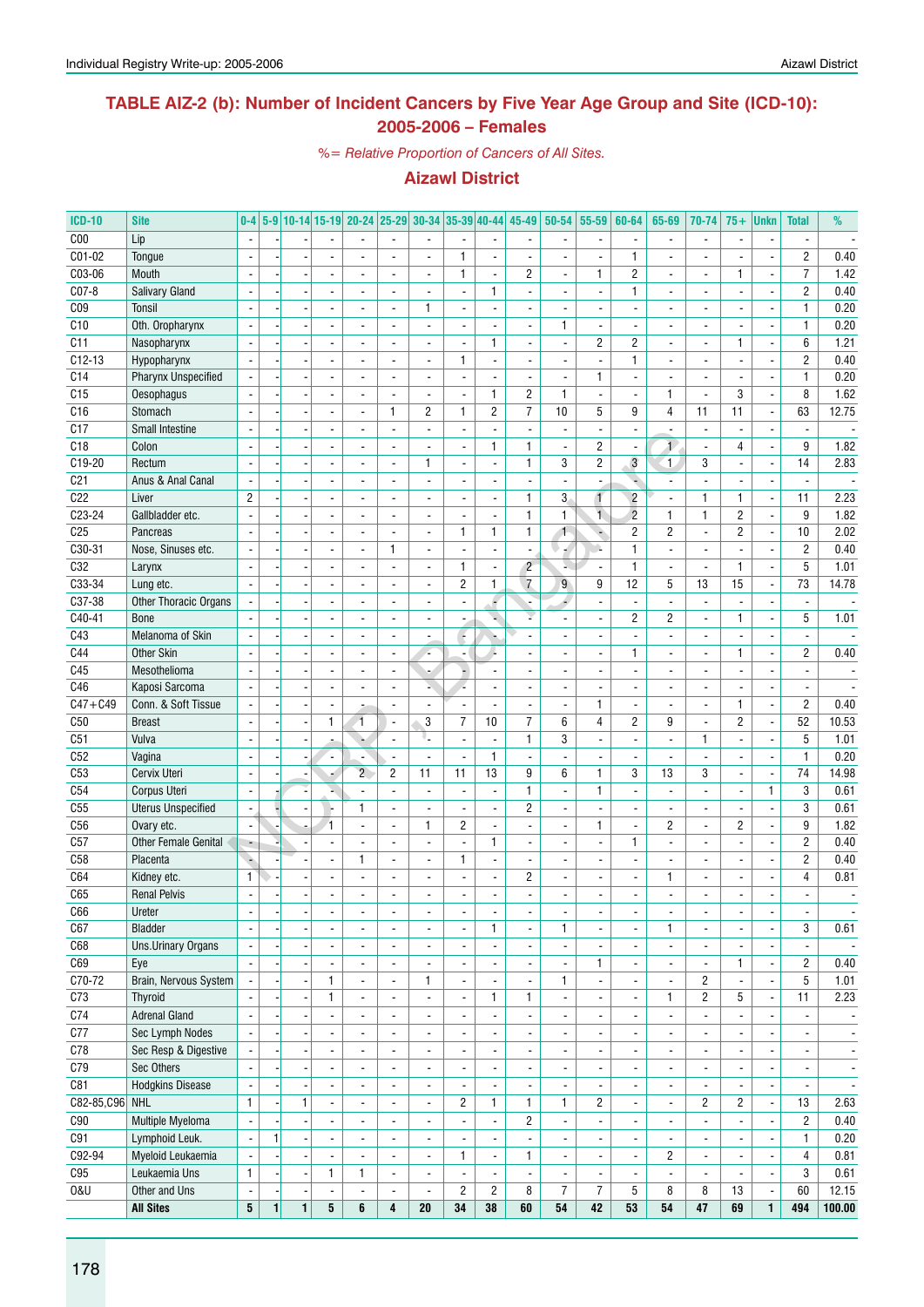## TABLE AIZ-2 (b): Number of Incident Cancers by Five Year Age Group and Site (ICD-10): 2005-2006 – Females

*%= Relative Proportion of Cancers of All Sites.*

### Aizawl District

| ICD-10 | Site | 0-4 | 5-9 | 10-14 | 15-19 | 20-24 | 25-29 | 30-34 | 35-39 | 40-44 | 45-49 | 50-54 | 55-59 | 60-64 | 65-69 | 70-74 | 75+ | Unkn | Total | % |
|---|---|---|---|---|---|---|---|---|---|---|---|---|---|---|---|---|---|---|---|---|
| C00 | Lip | - | - | - | - | - | - | - | - | - | - | - | - | - | - | - | - | - | - | - |
| C01-02 | Tongue | - | - | - | - | - | - | - | 1 | - | - | - | - | 1 | - | - | - | - | 2 | 0.40 |
| C03-06 | Mouth | - | - | - | - | - | - | - | 1 | - | 2 | - | 1 | 2 | - | - | 1 | - | 7 | 1.42 |
| C07-8 | Salivary Gland | - | - | - | - | - | - | - | - | 1 | - | - | - | 1 | - | - | - | - | 2 | 0.40 |
| C09 | Tonsil | - | - | - | - | - | - | 1 | - | - | - | - | - | - | - | - | - | - | 1 | 0.20 |
| C10 | Oth. Oropharynx | - | - | - | - | - | - | - | - | - | - | 1 | - | - | - | - | - | - | 1 | 0.20 |
| C11 | Nasopharynx | - | - | - | - | - | - | - | - | 1 | - | - | 2 | 2 | - | - | 1 | - | 6 | 1.21 |
| C12-13 | Hypopharynx | - | - | - | - | - | - | - | 1 | - | - | - | - | 1 | - | - | - | - | 2 | 0.40 |
| C14 | Pharynx Unspecified | - | - | - | - | - | - | - | - | - | - | - | 1 | - | - | - | - | - | 1 | 0.20 |
| C15 | Oesophagus | - | - | - | - | - | - | - | - | 1 | 2 | 1 | - | - | 1 | - | 3 | - | 8 | 1.62 |
| C16 | Stomach | - | - | - | - | - | 1 | 2 | 1 | 2 | 7 | 10 | 5 | 9 | 4 | 11 | 11 | - | 63 | 12.75 |
| C17 | Small Intestine | - | - | - | - | - | - | - | - | - | - | - | - | - | - | - | - | - | - | - |
| C18 | Colon | - | - | - | - | - | - | - | - | 1 | 1 | - | 2 | - | 1 | - | 4 | - | 9 | 1.82 |
| C19-20 | Rectum | - | - | - | - | - | - | 1 | - | - | 1 | 3 | 2 | 3 | 1 | 3 | - | - | 14 | 2.83 |
| C21 | Anus & Anal Canal | - | - | - | - | - | - | - | - | - | - | - | - | - | - | - | - | - | - | - |
| C22 | Liver | 2 | - | - | - | - | - | - | - | - | 1 | 3 | 1 | 2 | - | 1 | 1 | - | 11 | 2.23 |
| C23-24 | Gallbladder etc. | - | - | - | - | - | - | - | - | - | 1 | 1 | 1 | 2 | 1 | 1 | 2 | - | 9 | 1.82 |
| C25 | Pancreas | - | - | - | - | - | - | - | 1 | 1 | 1 | 1 | - | 2 | 2 | - | 2 | - | 10 | 2.02 |
| C30-31 | Nose, Sinuses etc. | - | - | - | - | - | 1 | - | - | - | - | - | - | 1 | - | - | - | - | 2 | 0.40 |
| C32 | Larynx | - | - | - | - | - | - | - | 1 | - | 2 | - | - | 1 | - | - | 1 | - | 5 | 1.01 |
| C33-34 | Lung etc. | - | - | - | - | - | - | - | 2 | 1 | 7 | 9 | 9 | 12 | 5 | 13 | 15 | - | 73 | 14.78 |
| C37-38 | Other Thoracic Organs | - | - | - | - | - | - | - | - | - | - | - | - | - | - | - | - | - | - | - |
| C40-41 | Bone | - | - | - | - | - | - | - | - | - | - | - | - | 2 | 2 | - | 1 | - | 5 | 1.01 |
| C43 | Melanoma of Skin | - | - | - | - | - | - | - | - | - | - | - | - | - | - | - | - | - | - | - |
| C44 | Other Skin | - | - | - | - | - | - | - | - | - | - | - | - | 1 | - | - | 1 | - | 2 | 0.40 |
| C45 | Mesothelioma | - | - | - | - | - | - | - | - | - | - | - | - | - | - | - | - | - | - | - |
| C46 | Kaposi Sarcoma | - | - | - | - | - | - | - | - | - | - | - | - | - | - | - | - | - | - | - |
| C47+C49 | Conn. & Soft Tissue | - | - | - | - | - | - | - | - | - | - | - | 1 | - | - | - | 1 | - | 2 | 0.40 |
| C50 | Breast | - | - | - | 1 | 1 | - | 3 | 7 | 10 | 7 | 6 | 4 | 2 | 9 | - | 2 | - | 52 | 10.53 |
| C51 | Vulva | - | - | - | - | - | - | - | - | - | 1 | 3 | - | - | - | 1 | - | - | 5 | 1.01 |
| C52 | Vagina | - | - | - | - | - | - | - | - | 1 | - | - | - | - | - | - | - | - | 1 | 0.20 |
| C53 | Cervix Uteri | - | - | - | - | 2 | 2 | 11 | 11 | 13 | 9 | 6 | 1 | 3 | 13 | 3 | - | - | 74 | 14.98 |
| C54 | Corpus Uteri | - | - | - | - | - | - | - | - | - | 1 | - | 1 | - | - | - | - | 1 | 3 | 0.61 |
| C55 | Uterus Unspecified | - | - | - | - | 1 | - | - | - | - | 2 | - | - | - | - | - | - | - | 3 | 0.61 |
| C56 | Ovary etc. | - | - | - | 1 | - | - | 1 | 2 | - | - | - | 1 | - | 2 | - | 2 | - | 9 | 1.82 |
| C57 | Other Female Genital | - | - | - | - | - | - | - | - | 1 | - | - | - | 1 | - | - | - | - | 2 | 0.40 |
| C58 | Placenta | - | - | - | - | 1 | - | - | 1 | - | - | - | - | - | - | - | - | - | 2 | 0.40 |
| C64 | Kidney etc. | 1 | - | - | - | - | - | - | - | - | 2 | - | - | - | 1 | - | - | - | 4 | 0.81 |
| C65 | Renal Pelvis | - | - | - | - | - | - | - | - | - | - | - | - | - | - | - | - | - | - | - |
| C66 | Ureter | - | - | - | - | - | - | - | - | - | - | - | - | - | - | - | - | - | - | - |
| C67 | Bladder | - | - | - | - | - | - | - | - | 1 | - | 1 | - | - | 1 | - | - | - | 3 | 0.61 |
| C68 | Uns.Urinary Organs | - | - | - | - | - | - | - | - | - | - | - | - | - | - | - | - | - | - | - |
| C69 | Eye | - | - | - | - | - | - | - | - | - | - | - | 1 | - | - | - | 1 | - | 2 | 0.40 |
| C70-72 | Brain, Nervous System | - | - | - | 1 | - | - | 1 | - | - | - | 1 | - | - | - | 2 | - | - | 5 | 1.01 |
| C73 | Thyroid | - | - | - | 1 | - | - | - | - | 1 | 1 | - | - | - | 1 | 2 | 5 | - | 11 | 2.23 |
| C74 | Adrenal Gland | - | - | - | - | - | - | - | - | - | - | - | - | - | - | - | - | - | - | - |
| C77 | Sec Lymph Nodes | - | - | - | - | - | - | - | - | - | - | - | - | - | - | - | - | - | - | - |
| C78 | Sec Resp & Digestive | - | - | - | - | - | - | - | - | - | - | - | - | - | - | - | - | - | - | - |
| C79 | Sec Others | - | - | - | - | - | - | - | - | - | - | - | - | - | - | - | - | - | - | - |
| C81 | Hodgkins Disease | - | - | - | - | - | - | - | - | - | - | - | - | - | - | - | - | - | - | - |
| C82-85,C96 | NHL | 1 | - | 1 | - | - | - | - | 2 | 1 | 1 | 1 | 2 | - | - | 2 | 2 | - | 13 | 2.63 |
| C90 | Multiple Myeloma | - | - | - | - | - | - | - | - | - | 2 | - | - | - | - | - | - | - | 2 | 0.40 |
| C91 | Lymphoid Leuk. | - | 1 | - | - | - | - | - | - | - | - | - | - | - | - | - | - | - | 1 | 0.20 |
| C92-94 | Myeloid Leukaemia | - | - | - | - | - | - | - | 1 | - | 1 | - | - | - | 2 | - | - | - | 4 | 0.81 |
| C95 | Leukaemia Uns | 1 | - | - | 1 | 1 | - | - | - | - | - | - | - | - | - | - | - | - | 3 | 0.61 |
| O&U | Other and Uns | - | - | - | - | - | - | - | 2 | 2 | 8 | 7 | 7 | 5 | 8 | 8 | 13 | - | 60 | 12.15 |
| | **All Sites** | **5** | **1** | **1** | **5** | **6** | **4** | **20** | **34** | **38** | **60** | **54** | **42** | **53** | **54** | **47** | **69** | **1** | **494** | **100.00** |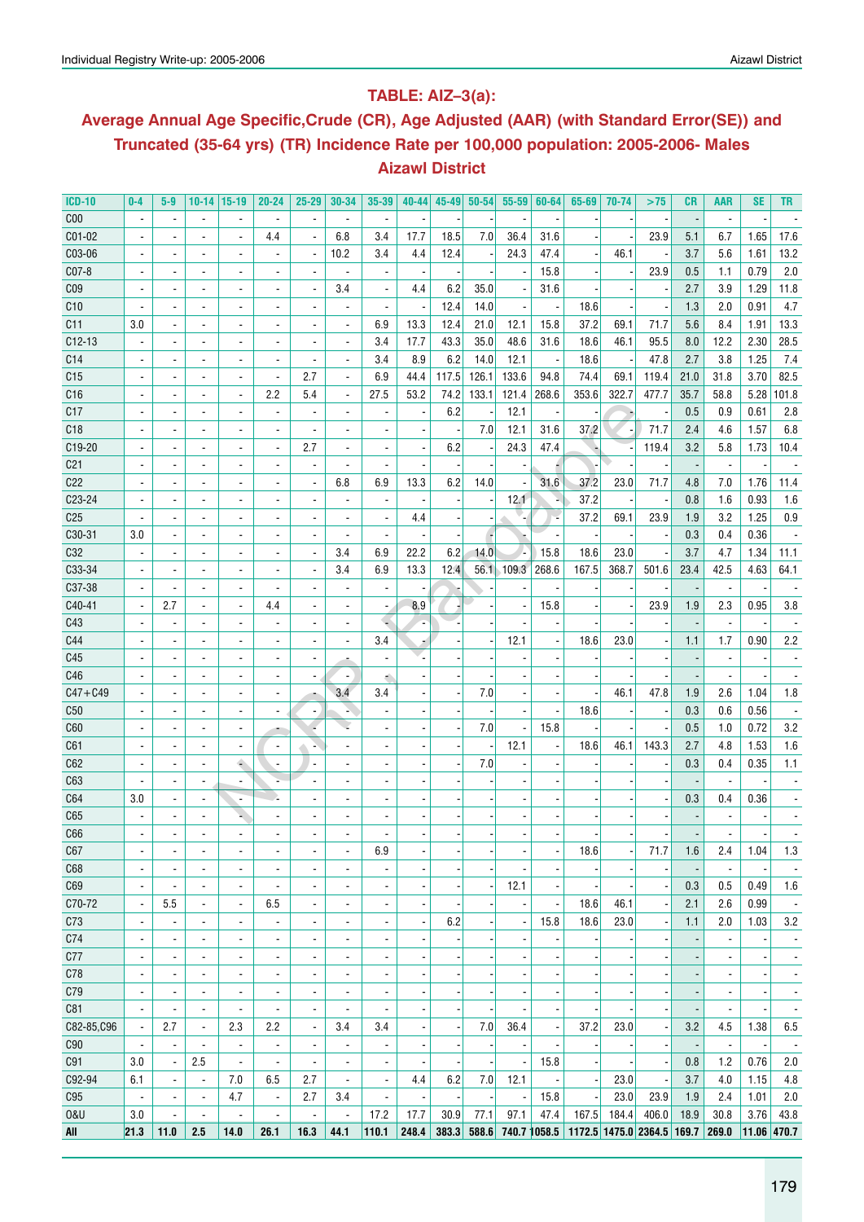## TABLE: AIZ–3(a):

## Average Annual Age Specific,Crude (CR), Age Adjusted (AAR) (with Standard Error(SE)) and Truncated (35-64 yrs) (TR) Incidence Rate per 100,000 population: 2005-2006- Males Aizawl District

| ICD-10 | 0-4 | 5-9 | 10-14 | 15-19 | 20-24 | 25-29 | 30-34 | 35-39 | 40-44 | 45-49 | 50-54 | 55-59 | 60-64 | 65-69 | 70-74 | >75 | CR | AAR | SE | TR |
|---|---|---|---|---|---|---|---|---|---|---|---|---|---|---|---|---|---|---|---|---|
| C00 | - | - | - | - | - | - | - | - | - | - | - | - | - | - | - | - | - | - | - | - |
| C01-02 | - | - | - | - | 4.4 | - | 6.8 | 3.4 | 17.7 | 18.5 | 7.0 | 36.4 | 31.6 | - | - | 23.9 | 5.1 | 6.7 | 1.65 | 17.6 |
| C03-06 | - | - | - | - | - | - | 10.2 | 3.4 | 4.4 | 12.4 | - | 24.3 | 47.4 | - | 46.1 | - | 3.7 | 5.6 | 1.61 | 13.2 |
| C07-8 | - | - | - | - | - | - | - | - | - | - | - | - | 15.8 | - | - | 23.9 | 0.5 | 1.1 | 0.79 | 2.0 |
| C09 | - | - | - | - | - | - | 3.4 | - | 4.4 | 6.2 | 35.0 | - | 31.6 | - | - | - | 2.7 | 3.9 | 1.29 | 11.8 |
| C10 | - | - | - | - | - | - | - | - | - | 12.4 | 14.0 | - | - | 18.6 | - | - | 1.3 | 2.0 | 0.91 | 4.7 |
| C11 | 3.0 | - | - | - | - | - | - | 6.9 | 13.3 | 12.4 | 21.0 | 12.1 | 15.8 | 37.2 | 69.1 | 71.7 | 5.6 | 8.4 | 1.91 | 13.3 |
| C12-13 | - | - | - | - | - | - | - | 3.4 | 17.7 | 43.3 | 35.0 | 48.6 | 31.6 | 18.6 | 46.1 | 95.5 | 8.0 | 12.2 | 2.30 | 28.5 |
| C14 | - | - | - | - | - | - | - | 3.4 | 8.9 | 6.2 | 14.0 | 12.1 | - | 18.6 | - | 47.8 | 2.7 | 3.8 | 1.25 | 7.4 |
| C15 | - | - | - | - | - | 2.7 | - | 6.9 | 44.4 | 117.5 | 126.1 | 133.6 | 94.8 | 74.4 | 69.1 | 119.4 | 21.0 | 31.8 | 3.70 | 82.5 |
| C16 | - | - | - | - | 2.2 | 5.4 | - | 27.5 | 53.2 | 74.2 | 133.1 | 121.4 | 268.6 | 353.6 | 322.7 | 477.7 | 35.7 | 58.8 | 5.28 | 101.8 |
| C17 | - | - | - | - | - | - | - | - | - | 6.2 | - | 12.1 | - | - | - | - | 0.5 | 0.9 | 0.61 | 2.8 |
| C18 | - | - | - | - | - | - | - | - | - | - | 7.0 | 12.1 | 31.6 | 37.2 | - | 71.7 | 2.4 | 4.6 | 1.57 | 6.8 |
| C19-20 | - | - | - | - | - | 2.7 | - | - | - | 6.2 | - | 24.3 | 47.4 | - | - | 119.4 | 3.2 | 5.8 | 1.73 | 10.4 |
| C21 | - | - | - | - | - | - | - | - | - | - | - | - | - | - | - | - | - | - | - | - |
| C22 | - | - | - | - | - | - | 6.8 | 6.9 | 13.3 | 6.2 | 14.0 | - | 31.6 | 37.2 | 23.0 | 71.7 | 4.8 | 7.0 | 1.76 | 11.4 |
| C23-24 | - | - | - | - | - | - | - | - | - | - | - | 12.1 | - | 37.2 | - | - | 0.8 | 1.6 | 0.93 | 1.6 |
| C25 | - | - | - | - | - | - | - | - | 4.4 | - | - | - | - | 37.2 | 69.1 | 23.9 | 1.9 | 3.2 | 1.25 | 0.9 |
| C30-31 | 3.0 | - | - | - | - | - | - | - | - | - | - | - | - | - | - | - | 0.3 | 0.4 | 0.36 | - |
| C32 | - | - | - | - | - | - | 3.4 | 6.9 | 22.2 | 6.2 | 14.0 | - | 15.8 | 18.6 | 23.0 | - | 3.7 | 4.7 | 1.34 | 11.1 |
| C33-34 | - | - | - | - | - | - | 3.4 | 6.9 | 13.3 | 12.4 | 56.1 | 109.3 | 268.6 | 167.5 | 368.7 | 501.6 | 23.4 | 42.5 | 4.63 | 64.1 |
| C37-38 | - | - | - | - | - | - | - | - | - | - | - | - | - | - | - | - | - | - | - | - |
| C40-41 | - | 2.7 | - | - | 4.4 | - | - | - | 8.9 | - | - | - | 15.8 | - | - | 23.9 | 1.9 | 2.3 | 0.95 | 3.8 |
| C43 | - | - | - | - | - | - | - | - | - | - | - | - | - | - | - | - | - | - | - | - |
| C44 | - | - | - | - | - | - | - | 3.4 | - | - | - | 12.1 | - | 18.6 | 23.0 | - | 1.1 | 1.7 | 0.90 | 2.2 |
| C45 | - | - | - | - | - | - | - | - | - | - | - | - | - | - | - | - | - | - | - | - |
| C46 | - | - | - | - | - | - | - | - | - | - | - | - | - | - | - | - | - | - | - | - |
| C47+C49 | - | - | - | - | - | - | 3.4 | 3.4 | - | - | 7.0 | - | - | - | 46.1 | 47.8 | 1.9 | 2.6 | 1.04 | 1.8 |
| C50 | - | - | - | - | - | - | - | - | - | - | - | - | - | 18.6 | - | - | 0.3 | 0.6 | 0.56 | - |
| C60 | - | - | - | - | - | - | - | - | - | - | 7.0 | - | 15.8 | - | - | - | 0.5 | 1.0 | 0.72 | 3.2 |
| C61 | - | - | - | - | - | - | - | - | - | - | - | 12.1 | - | 18.6 | 46.1 | 143.3 | 2.7 | 4.8 | 1.53 | 1.6 |
| C62 | - | - | - | - | - | - | - | - | - | - | 7.0 | - | - | - | - | - | 0.3 | 0.4 | 0.35 | 1.1 |
| C63 | - | - | - | - | - | - | - | - | - | - | - | - | - | - | - | - | - | - | - | - |
| C64 | 3.0 | - | - | - | - | - | - | - | - | - | - | - | - | - | - | - | 0.3 | 0.4 | 0.36 | - |
| C65 | - | - | - | - | - | - | - | - | - | - | - | - | - | - | - | - | - | - | - | - |
| C66 | - | - | - | - | - | - | - | - | - | - | - | - | - | - | - | - | - | - | - | - |
| C67 | - | - | - | - | - | - | - | 6.9 | - | - | - | - | - | 18.6 | - | 71.7 | 1.6 | 2.4 | 1.04 | 1.3 |
| C68 | - | - | - | - | - | - | - | - | - | - | - | - | - | - | - | - | - | - | - | - |
| C69 | - | - | - | - | - | - | - | - | - | - | - | 12.1 | - | - | - | - | 0.3 | 0.5 | 0.49 | 1.6 |
| C70-72 | - | 5.5 | - | - | 6.5 | - | - | - | - | - | - | - | - | 18.6 | 46.1 | - | 2.1 | 2.6 | 0.99 | - |
| C73 | - | - | - | - | - | - | - | - | - | 6.2 | - | - | 15.8 | 18.6 | 23.0 | - | 1.1 | 2.0 | 1.03 | 3.2 |
| C74 | - | - | - | - | - | - | - | - | - | - | - | - | - | - | - | - | - | - | - | - |
| C77 | - | - | - | - | - | - | - | - | - | - | - | - | - | - | - | - | - | - | - | - |
| C78 | - | - | - | - | - | - | - | - | - | - | - | - | - | - | - | - | - | - | - | - |
| C79 | - | - | - | - | - | - | - | - | - | - | - | - | - | - | - | - | - | - | - | - |
| C81 | - | - | - | - | - | - | - | - | - | - | - | - | - | - | - | - | - | - | - | - |
| C82-85,C96 | - | 2.7 | - | 2.3 | 2.2 | - | 3.4 | 3.4 | - | - | 7.0 | 36.4 | - | 37.2 | 23.0 | - | 3.2 | 4.5 | 1.38 | 6.5 |
| C90 | - | - | - | - | - | - | - | - | - | - | - | - | - | - | - | - | - | - | - | - |
| C91 | 3.0 | - | 2.5 | - | - | - | - | - | - | - | - | - | 15.8 | - | - | - | 0.8 | 1.2 | 0.76 | 2.0 |
| C92-94 | 6.1 | - | - | 7.0 | 6.5 | 2.7 | - | - | 4.4 | 6.2 | 7.0 | 12.1 | - | - | 23.0 | - | 3.7 | 4.0 | 1.15 | 4.8 |
| C95 | - | - | - | 4.7 | - | 2.7 | 3.4 | - | - | - | - | - | 15.8 | - | 23.0 | 23.9 | 1.9 | 2.4 | 1.01 | 2.0 |
| O&U | 3.0 | - | - | - | - | - | - | 17.2 | 17.7 | 30.9 | 77.1 | 97.1 | 47.4 | 167.5 | 184.4 | 406.0 | 18.9 | 30.8 | 3.76 | 43.8 |
| **All** | **21.3** | **11.0** | **2.5** | **14.0** | **26.1** | **16.3** | **44.1** | **110.1** | **248.4** | **383.3** | **588.6** | **740.7** | **1058.5** | **1172.5** | **1475.0** | **2364.5** | **169.7** | **269.0** | **11.06** | **470.7** |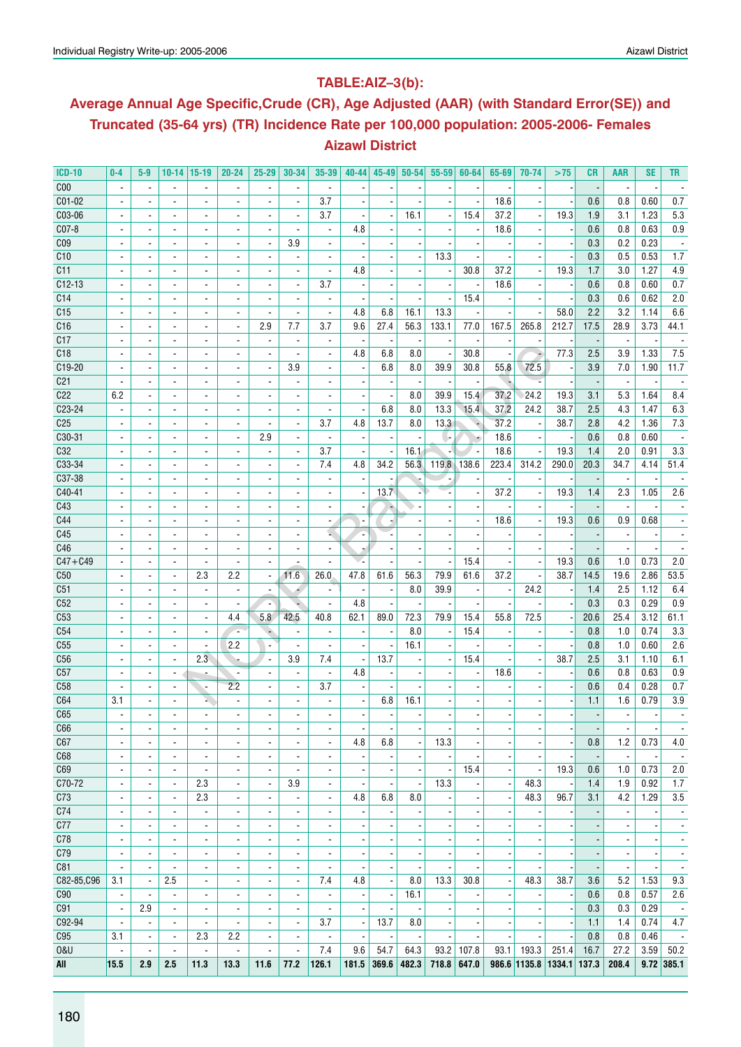## TABLE:AIZ–3(b):

## Average Annual Age Specific,Crude (CR), Age Adjusted (AAR) (with Standard Error(SE)) and Truncated (35-64 yrs) (TR) Incidence Rate per 100,000 population: 2005-2006- Females

## Aizawl District

| ICD-10 | 0-4 | 5-9 | 10-14 | 15-19 | 20-24 | 25-29 | 30-34 | 35-39 | 40-44 | 45-49 | 50-54 | 55-59 | 60-64 | 65-69 | 70-74 | >75 | CR | AAR | SE | TR |
|---|---|---|---|---|---|---|---|---|---|---|---|---|---|---|---|---|---|---|---|---|
| C00 | - | - | - | - | - | - | - | - | - | - | - | - | - | - | - | - | - | - | - | - |
| C01-02 | - | - | - | - | - | - | - | 3.7 | - | - | - | - | - | 18.6 | - | - | 0.6 | 0.8 | 0.60 | 0.7 |
| C03-06 | - | - | - | - | - | - | - | 3.7 | - | - | 16.1 | - | 15.4 | 37.2 | - | 19.3 | 1.9 | 3.1 | 1.23 | 5.3 |
| C07-8 | - | - | - | - | - | - | - | - | 4.8 | - | - | - | - | 18.6 | - | - | 0.6 | 0.8 | 0.63 | 0.9 |
| C09 | - | - | - | - | - | - | 3.9 | - | - | - | - | - | - | - | - | - | 0.3 | 0.2 | 0.23 | - |
| C10 | - | - | - | - | - | - | - | - | - | - | - | 13.3 | - | - | - | - | 0.3 | 0.5 | 0.53 | 1.7 |
| C11 | - | - | - | - | - | - | - | - | 4.8 | - | - | - | 30.8 | 37.2 | - | 19.3 | 1.7 | 3.0 | 1.27 | 4.9 |
| C12-13 | - | - | - | - | - | - | - | 3.7 | - | - | - | - | - | 18.6 | - | - | 0.6 | 0.8 | 0.60 | 0.7 |
| C14 | - | - | - | - | - | - | - | - | - | - | - | - | 15.4 | - | - | - | 0.3 | 0.6 | 0.62 | 2.0 |
| C15 | - | - | - | - | - | - | - | - | 4.8 | 6.8 | 16.1 | 13.3 | - | - | - | 58.0 | 2.2 | 3.2 | 1.14 | 6.6 |
| C16 | - | - | - | - | - | 2.9 | 7.7 | 3.7 | 9.6 | 27.4 | 56.3 | 133.1 | 77.0 | 167.5 | 265.8 | 212.7 | 17.5 | 28.9 | 3.73 | 44.1 |
| C17 | - | - | - | - | - | - | - | - | - | - | - | - | - | - | - | - | - | - | - | - |
| C18 | - | - | - | - | - | - | - | - | 4.8 | 6.8 | 8.0 | - | 30.8 | - | - | 77.3 | 2.5 | 3.9 | 1.33 | 7.5 |
| C19-20 | - | - | - | - | - | - | 3.9 | - | - | 6.8 | 8.0 | 39.9 | 30.8 | 55.8 | 72.5 | - | 3.9 | 7.0 | 1.90 | 11.7 |
| C21 | - | - | - | - | - | - | - | - | - | - | - | - | - | - | - | - | - | - | - | - |
| C22 | 6.2 | - | - | - | - | - | - | - | - | - | 8.0 | 39.9 | 15.4 | 37.2 | 24.2 | 19.3 | 3.1 | 5.3 | 1.64 | 8.4 |
| C23-24 | - | - | - | - | - | - | - | - | - | 6.8 | 8.0 | 13.3 | 15.4 | 37.2 | 24.2 | 38.7 | 2.5 | 4.3 | 1.47 | 6.3 |
| C25 | - | - | - | - | - | - | - | 3.7 | 4.8 | 13.7 | 8.0 | 13.3 | - | 37.2 | - | 38.7 | 2.8 | 4.2 | 1.36 | 7.3 |
| C30-31 | - | - | - | - | - | 2.9 | - | - | - | - | - | - | - | 18.6 | - | - | 0.6 | 0.8 | 0.60 | - |
| C32 | - | - | - | - | - | - | - | 3.7 | - | - | 16.1 | - | - | 18.6 | - | 19.3 | 1.4 | 2.0 | 0.91 | 3.3 |
| C33-34 | - | - | - | - | - | - | - | 7.4 | 4.8 | 34.2 | 56.3 | 119.8 | 138.6 | 223.4 | 314.2 | 290.0 | 20.3 | 34.7 | 4.14 | 51.4 |
| C37-38 | - | - | - | - | - | - | - | - | - | - | - | - | - | - | - | - | - | - | - | - |
| C40-41 | - | - | - | - | - | - | - | - | - | 13.7 | - | - | - | 37.2 | - | 19.3 | 1.4 | 2.3 | 1.05 | 2.6 |
| C43 | - | - | - | - | - | - | - | - | - | - | - | - | - | - | - | - | - | - | - | - |
| C44 | - | - | - | - | - | - | - | - | - | - | - | - | - | 18.6 | - | 19.3 | 0.6 | 0.9 | 0.68 | - |
| C45 | - | - | - | - | - | - | - | - | - | - | - | - | - | - | - | - | - | - | - | - |
| C46 | - | - | - | - | - | - | - | - | - | - | - | - | - | - | - | - | - | - | - | - |
| C47+C49 | - | - | - | - | - | - | - | - | - | - | - | - | 15.4 | - | - | 19.3 | 0.6 | 1.0 | 0.73 | 2.0 |
| C50 | - | - | - | 2.3 | 2.2 | - | 11.6 | 26.0 | 47.8 | 61.6 | 56.3 | 79.9 | 61.6 | 37.2 | - | 38.7 | 14.5 | 19.6 | 2.86 | 53.5 |
| C51 | - | - | - | - | - | - | - | - | - | - | 8.0 | 39.9 | - | - | 24.2 | - | 1.4 | 2.5 | 1.12 | 6.4 |
| C52 | - | - | - | - | - | - | - | - | 4.8 | - | - | - | - | - | - | - | 0.3 | 0.3 | 0.29 | 0.9 |
| C53 | - | - | - | - | 4.4 | 5.8 | 42.5 | 40.8 | 62.1 | 89.0 | 72.3 | 79.9 | 15.4 | 55.8 | 72.5 | - | 20.6 | 25.4 | 3.12 | 61.1 |
| C54 | - | - | - | - | - | - | - | - | - | - | 8.0 | - | 15.4 | - | - | - | 0.8 | 1.0 | 0.74 | 3.3 |
| C55 | - | - | - | - | 2.2 | - | - | - | - | - | 16.1 | - | - | - | - | - | 0.8 | 1.0 | 0.60 | 2.6 |
| C56 | - | - | - | 2.3 | - | - | 3.9 | 7.4 | - | 13.7 | - | - | 15.4 | - | - | 38.7 | 2.5 | 3.1 | 1.10 | 6.1 |
| C57 | - | - | - | - | - | - | - | - | 4.8 | - | - | - | - | 18.6 | - | - | 0.6 | 0.8 | 0.63 | 0.9 |
| C58 | - | - | - | - | 2.2 | - | - | 3.7 | - | - | - | - | - | - | - | - | 0.6 | 0.4 | 0.28 | 0.7 |
| C64 | 3.1 | - | - | - | - | - | - | - | - | 6.8 | 16.1 | - | - | - | - | - | 1.1 | 1.6 | 0.79 | 3.9 |
| C65 | - | - | - | - | - | - | - | - | - | - | - | - | - | - | - | - | - | - | - | - |
| C66 | - | - | - | - | - | - | - | - | - | - | - | - | - | - | - | - | - | - | - | - |
| C67 | - | - | - | - | - | - | - | - | 4.8 | 6.8 | - | 13.3 | - | - | - | - | 0.8 | 1.2 | 0.73 | 4.0 |
| C68 | - | - | - | - | - | - | - | - | - | - | - | - | - | - | - | - | - | - | - | - |
| C69 | - | - | - | - | - | - | - | - | - | - | - | - | 15.4 | - | - | 19.3 | 0.6 | 1.0 | 0.73 | 2.0 |
| C70-72 | - | - | - | 2.3 | - | - | 3.9 | - | - | - | - | 13.3 | - | - | 48.3 | - | 1.4 | 1.9 | 0.92 | 1.7 |
| C73 | - | - | - | 2.3 | - | - | - | - | 4.8 | 6.8 | 8.0 | - | - | - | 48.3 | 96.7 | 3.1 | 4.2 | 1.29 | 3.5 |
| C74 | - | - | - | - | - | - | - | - | - | - | - | - | - | - | - | - | - | - | - | - |
| C77 | - | - | - | - | - | - | - | - | - | - | - | - | - | - | - | - | - | - | - | - |
| C78 | - | - | - | - | - | - | - | - | - | - | - | - | - | - | - | - | - | - | - | - |
| C79 | - | - | - | - | - | - | - | - | - | - | - | - | - | - | - | - | - | - | - | - |
| C81 | - | - | - | - | - | - | - | - | - | - | - | - | - | - | - | - | - | - | - | - |
| C82-85,C96 | 3.1 | - | 2.5 | - | - | - | - | 7.4 | 4.8 | - | 8.0 | 13.3 | 30.8 | - | 48.3 | 38.7 | 3.6 | 5.2 | 1.53 | 9.3 |
| C90 | - | - | - | - | - | - | - | - | - | - | 16.1 | - | - | - | - | - | 0.6 | 0.8 | 0.57 | 2.6 |
| C91 | - | 2.9 | - | - | - | - | - | - | - | - | - | - | - | - | - | - | 0.3 | 0.3 | 0.29 | - |
| C92-94 | - | - | - | - | - | - | - | 3.7 | - | 13.7 | 8.0 | - | - | - | - | - | 1.1 | 1.4 | 0.74 | 4.7 |
| C95 | 3.1 | - | - | 2.3 | 2.2 | - | - | - | - | - | - | - | - | - | - | - | 0.8 | 0.8 | 0.46 | - |
| O&U | - | - | - | - | - | - | - | 7.4 | 9.6 | 54.7 | 64.3 | 93.2 | 107.8 | 93.1 | 193.3 | 251.4 | 16.7 | 27.2 | 3.59 | 50.2 |
| **All** | **15.5** | **2.9** | **2.5** | **11.3** | **13.3** | **11.6** | **77.2** | **126.1** | **181.5** | **369.6** | **482.3** | **718.8** | **647.0** | **986.6** | **1135.8** | **1334.1** | **137.3** | **208.4** | **9.72** | **385.1** |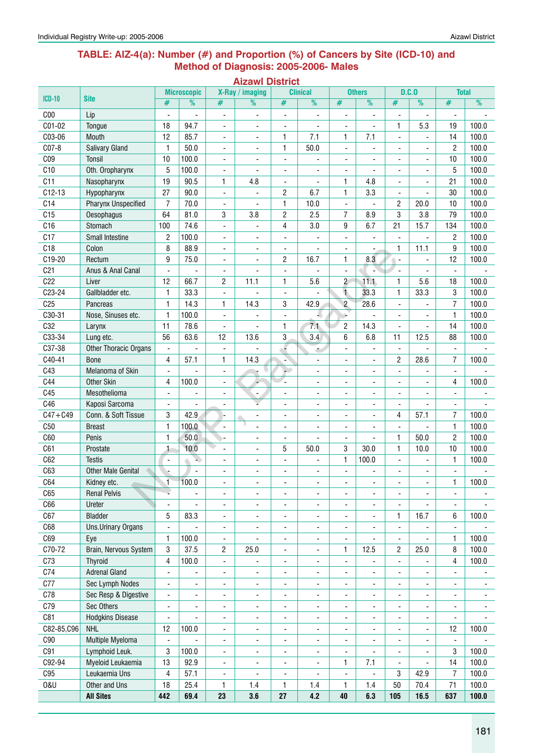## TABLE: AIZ-4(a): Number (#) and Proportion (%) of Cancers by Site (ICD-10) and Method of Diagnosis: 2005-2006- Males

### Aizawl District

| ICD-10 | Site | Microscopic | | X-Ray / imaging | | Clinical | | Others | | D.C.O | | Total | |
|---|---|---|---|---|---|---|---|---|---|---|---|---|---|
| | | # | % | # | % | # | % | # | % | # | % | # | % |
| C00 | Lip | - | - | - | - | - | - | - | - | - | - | - | - |
| C01-02 | Tongue | 18 | 94.7 | - | - | - | - | - | - | 1 | 5.3 | 19 | 100.0 |
| C03-06 | Mouth | 12 | 85.7 | - | - | 1 | 7.1 | 1 | 7.1 | - | - | 14 | 100.0 |
| C07-8 | Salivary Gland | 1 | 50.0 | - | - | 1 | 50.0 | - | - | - | - | 2 | 100.0 |
| C09 | Tonsil | 10 | 100.0 | - | - | - | - | - | - | - | - | 10 | 100.0 |
| C10 | Oth. Oropharynx | 5 | 100.0 | - | - | - | - | - | - | - | - | 5 | 100.0 |
| C11 | Nasopharynx | 19 | 90.5 | 1 | 4.8 | - | - | 1 | 4.8 | - | - | 21 | 100.0 |
| C12-13 | Hypopharynx | 27 | 90.0 | - | - | 2 | 6.7 | 1 | 3.3 | - | - | 30 | 100.0 |
| C14 | Pharynx Unspecified | 7 | 70.0 | - | - | 1 | 10.0 | - | - | 2 | 20.0 | 10 | 100.0 |
| C15 | Oesophagus | 64 | 81.0 | 3 | 3.8 | 2 | 2.5 | 7 | 8.9 | 3 | 3.8 | 79 | 100.0 |
| C16 | Stomach | 100 | 74.6 | - | - | 4 | 3.0 | 9 | 6.7 | 21 | 15.7 | 134 | 100.0 |
| C17 | Small Intestine | 2 | 100.0 | - | - | - | - | - | - | - | - | 2 | 100.0 |
| C18 | Colon | 8 | 88.9 | - | - | - | - | - | - | 1 | 11.1 | 9 | 100.0 |
| C19-20 | Rectum | 9 | 75.0 | - | - | 2 | 16.7 | 1 | 8.3 | - | - | 12 | 100.0 |
| C21 | Anus & Anal Canal | - | - | - | - | - | - | - | - | - | - | - | - |
| C22 | Liver | 12 | 66.7 | 2 | 11.1 | 1 | 5.6 | 2 | 11.1 | 1 | 5.6 | 18 | 100.0 |
| C23-24 | Gallbladder etc. | 1 | 33.3 | - | - | - | - | 1 | 33.3 | 1 | 33.3 | 3 | 100.0 |
| C25 | Pancreas | 1 | 14.3 | 1 | 14.3 | 3 | 42.9 | 2 | 28.6 | - | - | 7 | 100.0 |
| C30-31 | Nose, Sinuses etc. | 1 | 100.0 | - | - | - | - | - | - | - | - | 1 | 100.0 |
| C32 | Larynx | 11 | 78.6 | - | - | 1 | 7.1 | 2 | 14.3 | - | - | 14 | 100.0 |
| C33-34 | Lung etc. | 56 | 63.6 | 12 | 13.6 | 3 | 3.4 | 6 | 6.8 | 11 | 12.5 | 88 | 100.0 |
| C37-38 | Other Thoracic Organs | - | - | - | - | - | - | - | - | - | - | - | - |
| C40-41 | Bone | 4 | 57.1 | 1 | 14.3 | - | - | - | - | 2 | 28.6 | 7 | 100.0 |
| C43 | Melanoma of Skin | - | - | - | - | - | - | - | - | - | - | - | - |
| C44 | Other Skin | 4 | 100.0 | - | - | - | - | - | - | - | - | 4 | 100.0 |
| C45 | Mesothelioma | - | - | - | - | - | - | - | - | - | - | - | - |
| C46 | Kaposi Sarcoma | - | - | - | - | - | - | - | - | - | - | - | - |
| C47+C49 | Conn. & Soft Tissue | 3 | 42.9 | - | - | - | - | - | - | 4 | 57.1 | 7 | 100.0 |
| C50 | Breast | 1 | 100.0 | - | - | - | - | - | - | - | - | 1 | 100.0 |
| C60 | Penis | 1 | 50.0 | - | - | - | - | - | - | 1 | 50.0 | 2 | 100.0 |
| C61 | Prostate | 1 | 10.0 | - | - | 5 | 50.0 | 3 | 30.0 | 1 | 10.0 | 10 | 100.0 |
| C62 | Testis | - | - | - | - | - | - | 1 | 100.0 | - | - | 1 | 100.0 |
| C63 | Other Male Genital | - | - | - | - | - | - | - | - | - | - | - | - |
| C64 | Kidney etc. | 1 | 100.0 | - | - | - | - | - | - | - | - | 1 | 100.0 |
| C65 | Renal Pelvis | - | - | - | - | - | - | - | - | - | - | - | - |
| C66 | Ureter | - | - | - | - | - | - | - | - | - | - | - | - |
| C67 | Bladder | 5 | 83.3 | - | - | - | - | - | - | 1 | 16.7 | 6 | 100.0 |
| C68 | Uns.Urinary Organs | - | - | - | - | - | - | - | - | - | - | - | - |
| C69 | Eye | 1 | 100.0 | - | - | - | - | - | - | - | - | 1 | 100.0 |
| C70-72 | Brain, Nervous System | 3 | 37.5 | 2 | 25.0 | - | - | 1 | 12.5 | 2 | 25.0 | 8 | 100.0 |
| C73 | Thyroid | 4 | 100.0 | - | - | - | - | - | - | - | - | 4 | 100.0 |
| C74 | Adrenal Gland | - | - | - | - | - | - | - | - | - | - | - | - |
| C77 | Sec Lymph Nodes | - | - | - | - | - | - | - | - | - | - | - | - |
| C78 | Sec Resp & Digestive | - | - | - | - | - | - | - | - | - | - | - | - |
| C79 | Sec Others | - | - | - | - | - | - | - | - | - | - | - | - |
| C81 | Hodgkins Disease | - | - | - | - | - | - | - | - | - | - | - | - |
| C82-85,C96 | NHL | 12 | 100.0 | - | - | - | - | - | - | - | - | 12 | 100.0 |
| C90 | Multiple Myeloma | - | - | - | - | - | - | - | - | - | - | - | - |
| C91 | Lymphoid Leuk. | 3 | 100.0 | - | - | - | - | - | - | - | - | 3 | 100.0 |
| C92-94 | Myeloid Leukaemia | 13 | 92.9 | - | - | - | - | 1 | 7.1 | - | - | 14 | 100.0 |
| C95 | Leukaemia Uns | 4 | 57.1 | - | - | - | - | - | - | 3 | 42.9 | 7 | 100.0 |
| O&U | Other and Uns | 18 | 25.4 | 1 | 1.4 | 1 | 1.4 | 1 | 1.4 | 50 | 70.4 | 71 | 100.0 |
| | **All Sites** | **442** | **69.4** | **23** | **3.6** | **27** | **4.2** | **40** | **6.3** | **105** | **16.5** | **637** | **100.0** |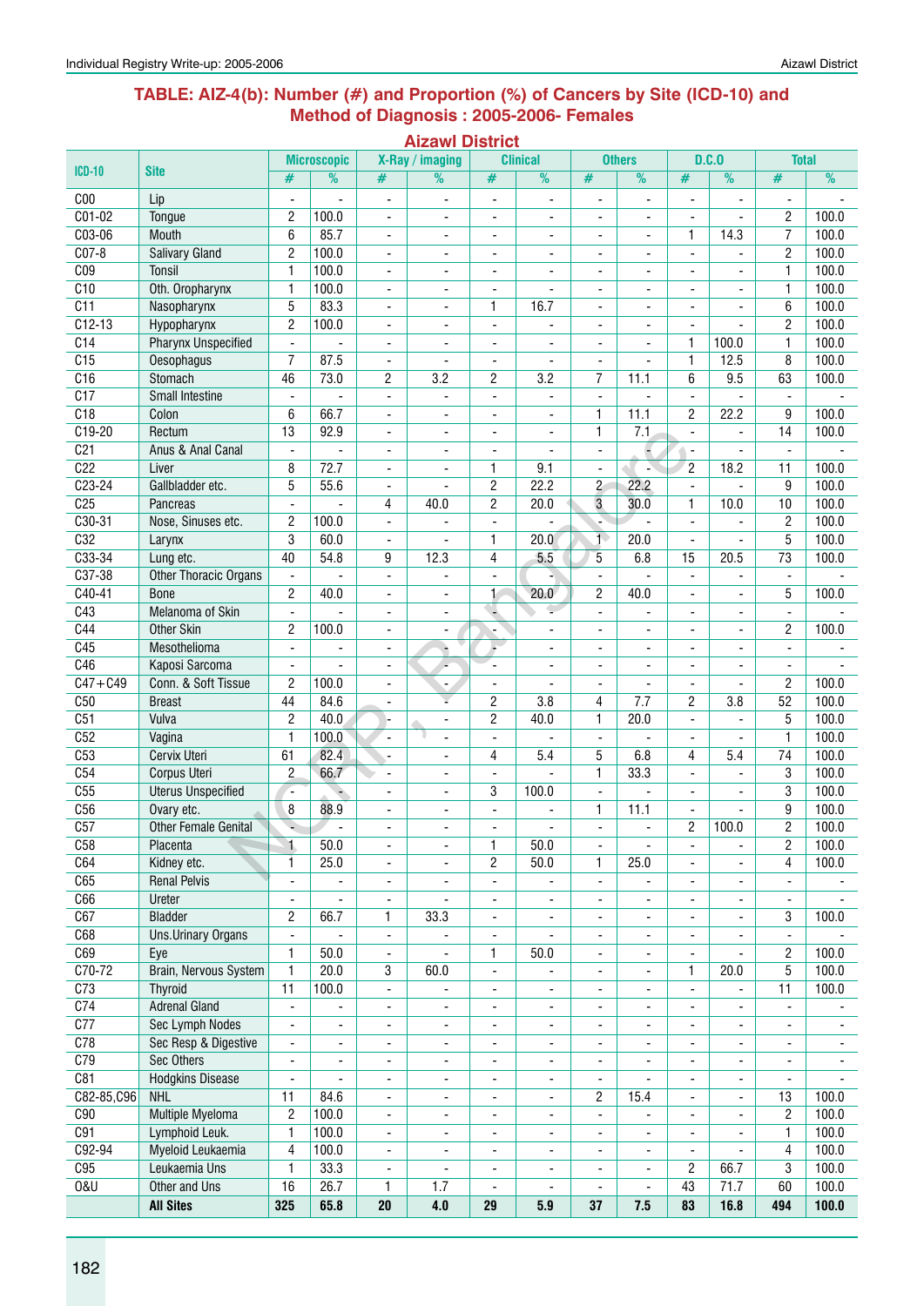## TABLE: AIZ-4(b): Number (#) and Proportion (%) of Cancers by Site (ICD-10) and Method of Diagnosis : 2005-2006- Females

### Aizawl District

| ICD-10 | Site | Microscopic | | X-Ray / imaging | | Clinical | | Others | | D.C.O | | Total | |
|---|---|---|---|---|---|---|---|---|---|---|---|---|---|
| | | # | % | # | % | # | % | # | % | # | % | # | % |
| C00 | Lip | - | - | - | - | - | - | - | - | - | - | - | - |
| C01-02 | Tongue | 2 | 100.0 | - | - | - | - | - | - | - | - | 2 | 100.0 |
| C03-06 | Mouth | 6 | 85.7 | - | - | - | - | - | - | 1 | 14.3 | 7 | 100.0 |
| C07-8 | Salivary Gland | 2 | 100.0 | - | - | - | - | - | - | - | - | 2 | 100.0 |
| C09 | Tonsil | 1 | 100.0 | - | - | - | - | - | - | - | - | 1 | 100.0 |
| C10 | Oth. Oropharynx | 1 | 100.0 | - | - | - | - | - | - | - | - | 1 | 100.0 |
| C11 | Nasopharynx | 5 | 83.3 | - | - | 1 | 16.7 | - | - | - | - | 6 | 100.0 |
| C12-13 | Hypopharynx | 2 | 100.0 | - | - | - | - | - | - | - | - | 2 | 100.0 |
| C14 | Pharynx Unspecified | - | - | - | - | - | - | - | - | 1 | 100.0 | 1 | 100.0 |
| C15 | Oesophagus | 7 | 87.5 | - | - | - | - | - | - | 1 | 12.5 | 8 | 100.0 |
| C16 | Stomach | 46 | 73.0 | 2 | 3.2 | 2 | 3.2 | 7 | 11.1 | 6 | 9.5 | 63 | 100.0 |
| C17 | Small Intestine | - | - | - | - | - | - | - | - | - | - | - | - |
| C18 | Colon | 6 | 66.7 | - | - | - | - | 1 | 11.1 | 2 | 22.2 | 9 | 100.0 |
| C19-20 | Rectum | 13 | 92.9 | - | - | - | - | 1 | 7.1 | - | - | 14 | 100.0 |
| C21 | Anus & Anal Canal | - | - | - | - | - | - | - | - | - | - | - | - |
| C22 | Liver | 8 | 72.7 | - | - | 1 | 9.1 | - | - | 2 | 18.2 | 11 | 100.0 |
| C23-24 | Gallbladder etc. | 5 | 55.6 | - | - | 2 | 22.2 | 2 | 22.2 | - | - | 9 | 100.0 |
| C25 | Pancreas | - | - | 4 | 40.0 | 2 | 20.0 | 3 | 30.0 | 1 | 10.0 | 10 | 100.0 |
| C30-31 | Nose, Sinuses etc. | 2 | 100.0 | - | - | - | - | - | - | - | - | 2 | 100.0 |
| C32 | Larynx | 3 | 60.0 | - | - | 1 | 20.0 | 1 | 20.0 | - | - | 5 | 100.0 |
| C33-34 | Lung etc. | 40 | 54.8 | 9 | 12.3 | 4 | 5.5 | 5 | 6.8 | 15 | 20.5 | 73 | 100.0 |
| C37-38 | Other Thoracic Organs | - | - | - | - | - | - | - | - | - | - | - | - |
| C40-41 | Bone | 2 | 40.0 | - | - | 1 | 20.0 | 2 | 40.0 | - | - | 5 | 100.0 |
| C43 | Melanoma of Skin | - | - | - | - | - | - | - | - | - | - | - | - |
| C44 | Other Skin | 2 | 100.0 | - | - | - | - | - | - | - | - | 2 | 100.0 |
| C45 | Mesothelioma | - | - | - | - | - | - | - | - | - | - | - | - |
| C46 | Kaposi Sarcoma | - | - | - | - | - | - | - | - | - | - | - | - |
| C47+C49 | Conn. & Soft Tissue | 2 | 100.0 | - | - | - | - | - | - | - | - | 2 | 100.0 |
| C50 | Breast | 44 | 84.6 | - | - | 2 | 3.8 | 4 | 7.7 | 2 | 3.8 | 52 | 100.0 |
| C51 | Vulva | 2 | 40.0 | - | - | 2 | 40.0 | 1 | 20.0 | - | - | 5 | 100.0 |
| C52 | Vagina | 1 | 100.0 | - | - | - | - | - | - | - | - | 1 | 100.0 |
| C53 | Cervix Uteri | 61 | 82.4 | - | - | 4 | 5.4 | 5 | 6.8 | 4 | 5.4 | 74 | 100.0 |
| C54 | Corpus Uteri | 2 | 66.7 | - | - | - | - | 1 | 33.3 | - | - | 3 | 100.0 |
| C55 | Uterus Unspecified | - | - | - | - | 3 | 100.0 | - | - | - | - | 3 | 100.0 |
| C56 | Ovary etc. | 8 | 88.9 | - | - | - | - | 1 | 11.1 | - | - | 9 | 100.0 |
| C57 | Other Female Genital | - | - | - | - | - | - | - | - | 2 | 100.0 | 2 | 100.0 |
| C58 | Placenta | 1 | 50.0 | - | - | 1 | 50.0 | - | - | - | - | 2 | 100.0 |
| C64 | Kidney etc. | 1 | 25.0 | - | - | 2 | 50.0 | 1 | 25.0 | - | - | 4 | 100.0 |
| C65 | Renal Pelvis | - | - | - | - | - | - | - | - | - | - | - | - |
| C66 | Ureter | - | - | - | - | - | - | - | - | - | - | - | - |
| C67 | Bladder | 2 | 66.7 | 1 | 33.3 | - | - | - | - | - | - | 3 | 100.0 |
| C68 | Uns.Urinary Organs | - | - | - | - | - | - | - | - | - | - | - | - |
| C69 | Eye | 1 | 50.0 | - | - | 1 | 50.0 | - | - | - | - | 2 | 100.0 |
| C70-72 | Brain, Nervous System | 1 | 20.0 | 3 | 60.0 | - | - | - | - | 1 | 20.0 | 5 | 100.0 |
| C73 | Thyroid | 11 | 100.0 | - | - | - | - | - | - | - | - | 11 | 100.0 |
| C74 | Adrenal Gland | - | - | - | - | - | - | - | - | - | - | - | - |
| C77 | Sec Lymph Nodes | - | - | - | - | - | - | - | - | - | - | - | - |
| C78 | Sec Resp & Digestive | - | - | - | - | - | - | - | - | - | - | - | - |
| C79 | Sec Others | - | - | - | - | - | - | - | - | - | - | - | - |
| C81 | Hodgkins Disease | - | - | - | - | - | - | - | - | - | - | - | - |
| C82-85,C96 | NHL | 11 | 84.6 | - | - | - | - | 2 | 15.4 | - | - | 13 | 100.0 |
| C90 | Multiple Myeloma | 2 | 100.0 | - | - | - | - | - | - | - | - | 2 | 100.0 |
| C91 | Lymphoid Leuk. | 1 | 100.0 | - | - | - | - | - | - | - | - | 1 | 100.0 |
| C92-94 | Myeloid Leukaemia | 4 | 100.0 | - | - | - | - | - | - | - | - | 4 | 100.0 |
| C95 | Leukaemia Uns | 1 | 33.3 | - | - | - | - | - | - | 2 | 66.7 | 3 | 100.0 |
| O&U | Other and Uns | 16 | 26.7 | 1 | 1.7 | - | - | - | - | 43 | 71.7 | 60 | 100.0 |
| | **All Sites** | **325** | **65.8** | **20** | **4.0** | **29** | **5.9** | **37** | **7.5** | **83** | **16.8** | **494** | **100.0** |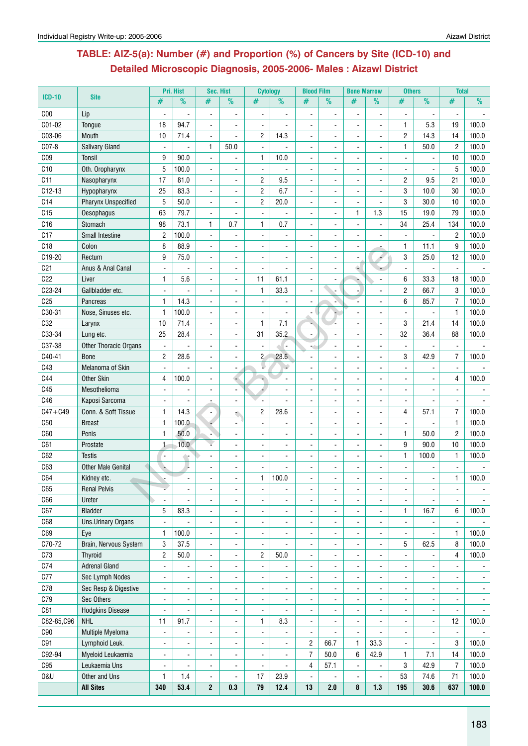## TABLE: AIZ-5(a): Number (#) and Proportion (%) of Cancers by Site (ICD-10) and Detailed Microscopic Diagnosis, 2005-2006- Males : Aizawl District

| ICD-10 | Site | Pri. Hist | | Sec. Hist | | Cytology | | Blood Film | | Bone Marrow | | Others | | Total | |
|---|---|---|---|---|---|---|---|---|---|---|---|---|---|---|---|
| | | # | % | # | % | # | % | # | % | # | % | # | % | # | % |
| C00 | Lip | - | - | - | - | - | - | - | - | - | - | - | - | - | - |
| C01-02 | Tongue | 18 | 94.7 | - | - | - | - | - | - | - | - | 1 | 5.3 | 19 | 100.0 |
| C03-06 | Mouth | 10 | 71.4 | - | - | 2 | 14.3 | - | - | - | - | 2 | 14.3 | 14 | 100.0 |
| C07-8 | Salivary Gland | - | - | 1 | 50.0 | - | - | - | - | - | - | 1 | 50.0 | 2 | 100.0 |
| C09 | Tonsil | 9 | 90.0 | - | - | 1 | 10.0 | - | - | - | - | - | - | 10 | 100.0 |
| C10 | Oth. Oropharynx | 5 | 100.0 | - | - | - | - | - | - | - | - | - | - | 5 | 100.0 |
| C11 | Nasopharynx | 17 | 81.0 | - | - | 2 | 9.5 | - | - | - | - | 2 | 9.5 | 21 | 100.0 |
| C12-13 | Hypopharynx | 25 | 83.3 | - | - | 2 | 6.7 | - | - | - | - | 3 | 10.0 | 30 | 100.0 |
| C14 | Pharynx Unspecified | 5 | 50.0 | - | - | 2 | 20.0 | - | - | - | - | 3 | 30.0 | 10 | 100.0 |
| C15 | Oesophagus | 63 | 79.7 | - | - | - | - | - | - | 1 | 1.3 | 15 | 19.0 | 79 | 100.0 |
| C16 | Stomach | 98 | 73.1 | 1 | 0.7 | 1 | 0.7 | - | - | - | - | 34 | 25.4 | 134 | 100.0 |
| C17 | Small Intestine | 2 | 100.0 | - | - | - | - | - | - | - | - | - | - | 2 | 100.0 |
| C18 | Colon | 8 | 88.9 | - | - | - | - | - | - | - | - | 1 | 11.1 | 9 | 100.0 |
| C19-20 | Rectum | 9 | 75.0 | - | - | - | - | - | - | - | - | 3 | 25.0 | 12 | 100.0 |
| C21 | Anus & Anal Canal | - | - | - | - | - | - | - | - | - | - | - | - | - | - |
| C22 | Liver | 1 | 5.6 | - | - | 11 | 61.1 | - | - | - | - | 6 | 33.3 | 18 | 100.0 |
| C23-24 | Gallbladder etc. | - | - | - | - | 1 | 33.3 | - | - | - | - | 2 | 66.7 | 3 | 100.0 |
| C25 | Pancreas | 1 | 14.3 | - | - | - | - | - | - | - | - | 6 | 85.7 | 7 | 100.0 |
| C30-31 | Nose, Sinuses etc. | 1 | 100.0 | - | - | - | - | - | - | - | - | - | - | 1 | 100.0 |
| C32 | Larynx | 10 | 71.4 | - | - | 1 | 7.1 | - | - | - | - | 3 | 21.4 | 14 | 100.0 |
| C33-34 | Lung etc. | 25 | 28.4 | - | - | 31 | 35.2 | - | - | - | - | 32 | 36.4 | 88 | 100.0 |
| C37-38 | Other Thoracic Organs | - | - | - | - | - | - | - | - | - | - | - | - | - | - |
| C40-41 | Bone | 2 | 28.6 | - | - | 2 | 28.6 | - | - | - | - | 3 | 42.9 | 7 | 100.0 |
| C43 | Melanoma of Skin | - | - | - | - | - | - | - | - | - | - | - | - | - | - |
| C44 | Other Skin | 4 | 100.0 | - | - | - | - | - | - | - | - | - | - | 4 | 100.0 |
| C45 | Mesothelioma | - | - | - | - | - | - | - | - | - | - | - | - | - | - |
| C46 | Kaposi Sarcoma | - | - | - | - | - | - | - | - | - | - | - | - | - | - |
| C47+C49 | Conn. & Soft Tissue | 1 | 14.3 | - | - | 2 | 28.6 | - | - | - | - | 4 | 57.1 | 7 | 100.0 |
| C50 | Breast | 1 | 100.0 | - | - | - | - | - | - | - | - | - | - | 1 | 100.0 |
| C60 | Penis | 1 | 50.0 | - | - | - | - | - | - | - | - | 1 | 50.0 | 2 | 100.0 |
| C61 | Prostate | 1 | 10.0 | - | - | - | - | - | - | - | - | 9 | 90.0 | 10 | 100.0 |
| C62 | Testis | - | - | - | - | - | - | - | - | - | - | 1 | 100.0 | 1 | 100.0 |
| C63 | Other Male Genital | - | - | - | - | - | - | - | - | - | - | - | - | - | - |
| C64 | Kidney etc. | - | - | - | - | 1 | 100.0 | - | - | - | - | - | - | 1 | 100.0 |
| C65 | Renal Pelvis | - | - | - | - | - | - | - | - | - | - | - | - | - | - |
| C66 | Ureter | - | - | - | - | - | - | - | - | - | - | - | - | - | - |
| C67 | Bladder | 5 | 83.3 | - | - | - | - | - | - | - | - | 1 | 16.7 | 6 | 100.0 |
| C68 | Uns.Urinary Organs | - | - | - | - | - | - | - | - | - | - | - | - | - | - |
| C69 | Eye | 1 | 100.0 | - | - | - | - | - | - | - | - | - | - | 1 | 100.0 |
| C70-72 | Brain, Nervous System | 3 | 37.5 | - | - | - | - | - | - | - | - | 5 | 62.5 | 8 | 100.0 |
| C73 | Thyroid | 2 | 50.0 | - | - | 2 | 50.0 | - | - | - | - | - | - | 4 | 100.0 |
| C74 | Adrenal Gland | - | - | - | - | - | - | - | - | - | - | - | - | - | - |
| C77 | Sec Lymph Nodes | - | - | - | - | - | - | - | - | - | - | - | - | - | - |
| C78 | Sec Resp & Digestive | - | - | - | - | - | - | - | - | - | - | - | - | - | - |
| C79 | Sec Others | - | - | - | - | - | - | - | - | - | - | - | - | - | - |
| C81 | Hodgkins Disease | - | - | - | - | - | - | - | - | - | - | - | - | - | - |
| C82-85,C96 | NHL | 11 | 91.7 | - | - | 1 | 8.3 | - | - | - | - | - | - | 12 | 100.0 |
| C90 | Multiple Myeloma | - | - | - | - | - | - | - | - | - | - | - | - | - | - |
| C91 | Lymphoid Leuk. | - | - | - | - | - | - | 2 | 66.7 | 1 | 33.3 | - | - | 3 | 100.0 |
| C92-94 | Myeloid Leukaemia | - | - | - | - | - | - | 7 | 50.0 | 6 | 42.9 | 1 | 7.1 | 14 | 100.0 |
| C95 | Leukaemia Uns | - | - | - | - | - | - | 4 | 57.1 | - | - | 3 | 42.9 | 7 | 100.0 |
| O&U | Other and Uns | 1 | 1.4 | - | - | 17 | 23.9 | - | - | - | - | 53 | 74.6 | 71 | 100.0 |
| | **All Sites** | **340** | **53.4** | **2** | **0.3** | **79** | **12.4** | **13** | **2.0** | **8** | **1.3** | **195** | **30.6** | **637** | **100.0** |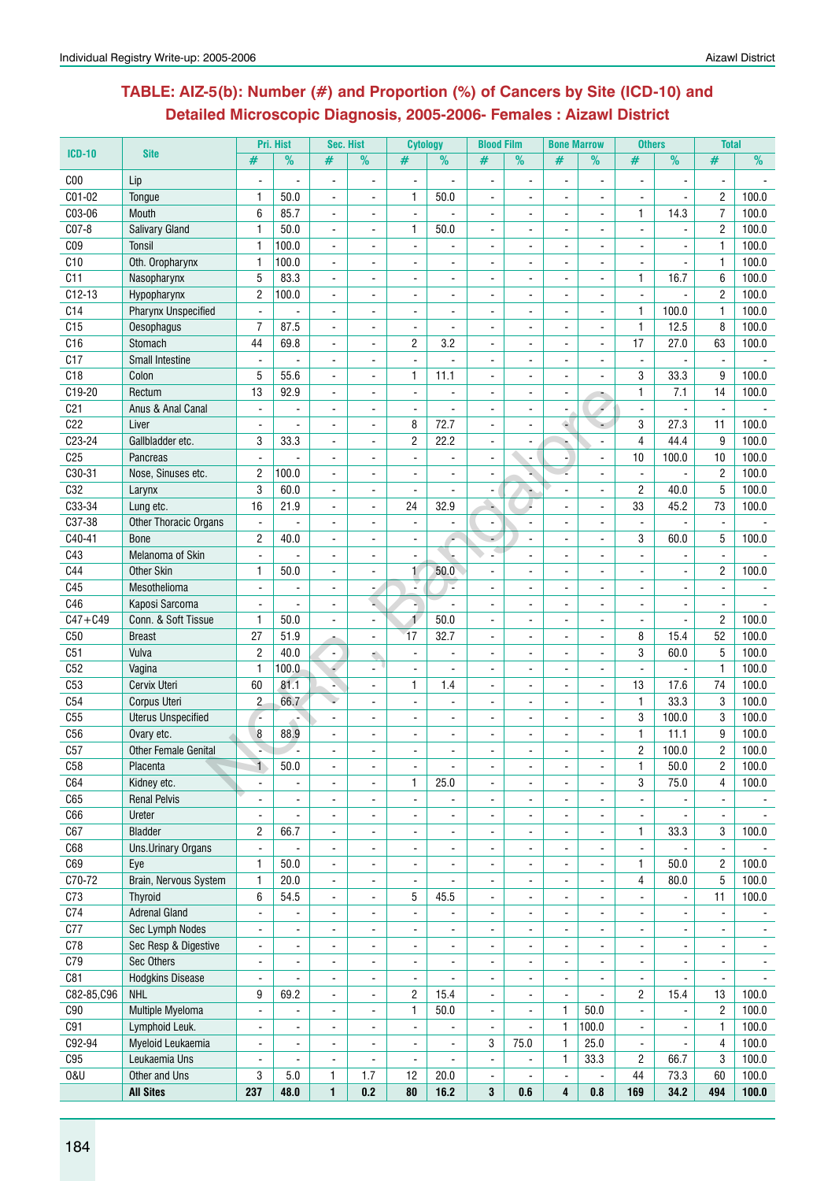## TABLE: AIZ-5(b): Number (#) and Proportion (%) of Cancers by Site (ICD-10) and Detailed Microscopic Diagnosis, 2005-2006- Females : Aizawl District

| ICD-10 | Site | Pri. Hist | | Sec. Hist | | Cytology | | Blood Film | | Bone Marrow | | Others | | Total | |
|---|---|---|---|---|---|---|---|---|---|---|---|---|---|---|---|
| | | # | % | # | % | # | % | # | % | # | % | # | % | # | % |
| C00 | Lip | - | - | - | - | - | - | - | - | - | - | - | - | - | - |
| C01-02 | Tongue | 1 | 50.0 | - | - | 1 | 50.0 | - | - | - | - | - | - | 2 | 100.0 |
| C03-06 | Mouth | 6 | 85.7 | - | - | - | - | - | - | - | - | 1 | 14.3 | 7 | 100.0 |
| C07-8 | Salivary Gland | 1 | 50.0 | - | - | 1 | 50.0 | - | - | - | - | - | - | 2 | 100.0 |
| C09 | Tonsil | 1 | 100.0 | - | - | - | - | - | - | - | - | - | - | 1 | 100.0 |
| C10 | Oth. Oropharynx | 1 | 100.0 | - | - | - | - | - | - | - | - | - | - | 1 | 100.0 |
| C11 | Nasopharynx | 5 | 83.3 | - | - | - | - | - | - | - | - | 1 | 16.7 | 6 | 100.0 |
| C12-13 | Hypopharynx | 2 | 100.0 | - | - | - | - | - | - | - | - | - | - | 2 | 100.0 |
| C14 | Pharynx Unspecified | - | - | - | - | - | - | - | - | - | - | 1 | 100.0 | 1 | 100.0 |
| C15 | Oesophagus | 7 | 87.5 | - | - | - | - | - | - | - | - | 1 | 12.5 | 8 | 100.0 |
| C16 | Stomach | 44 | 69.8 | - | - | 2 | 3.2 | - | - | - | - | 17 | 27.0 | 63 | 100.0 |
| C17 | Small Intestine | - | - | - | - | - | - | - | - | - | - | - | - | - | - |
| C18 | Colon | 5 | 55.6 | - | - | 1 | 11.1 | - | - | - | - | 3 | 33.3 | 9 | 100.0 |
| C19-20 | Rectum | 13 | 92.9 | - | - | - | - | - | - | - | - | 1 | 7.1 | 14 | 100.0 |
| C21 | Anus & Anal Canal | - | - | - | - | - | - | - | - | - | - | - | - | - | - |
| C22 | Liver | - | - | - | - | 8 | 72.7 | - | - | - | - | 3 | 27.3 | 11 | 100.0 |
| C23-24 | Gallbladder etc. | 3 | 33.3 | - | - | 2 | 22.2 | - | - | - | - | 4 | 44.4 | 9 | 100.0 |
| C25 | Pancreas | - | - | - | - | - | - | - | - | - | - | 10 | 100.0 | 10 | 100.0 |
| C30-31 | Nose, Sinuses etc. | 2 | 100.0 | - | - | - | - | - | - | - | - | - | - | 2 | 100.0 |
| C32 | Larynx | 3 | 60.0 | - | - | - | - | - | - | - | - | 2 | 40.0 | 5 | 100.0 |
| C33-34 | Lung etc. | 16 | 21.9 | - | - | 24 | 32.9 | - | - | - | - | 33 | 45.2 | 73 | 100.0 |
| C37-38 | Other Thoracic Organs | - | - | - | - | - | - | - | - | - | - | - | - | - | - |
| C40-41 | Bone | 2 | 40.0 | - | - | - | - | - | - | - | - | 3 | 60.0 | 5 | 100.0 |
| C43 | Melanoma of Skin | - | - | - | - | - | - | - | - | - | - | - | - | - | - |
| C44 | Other Skin | 1 | 50.0 | - | - | 1 | 50.0 | - | - | - | - | - | - | 2 | 100.0 |
| C45 | Mesothelioma | - | - | - | - | - | - | - | - | - | - | - | - | - | - |
| C46 | Kaposi Sarcoma | - | - | - | - | - | - | - | - | - | - | - | - | - | - |
| C47+C49 | Conn. & Soft Tissue | 1 | 50.0 | - | - | 1 | 50.0 | - | - | - | - | - | - | 2 | 100.0 |
| C50 | Breast | 27 | 51.9 | - | - | 17 | 32.7 | - | - | - | - | 8 | 15.4 | 52 | 100.0 |
| C51 | Vulva | 2 | 40.0 | - | - | - | - | - | - | - | - | 3 | 60.0 | 5 | 100.0 |
| C52 | Vagina | 1 | 100.0 | - | - | - | - | - | - | - | - | - | - | 1 | 100.0 |
| C53 | Cervix Uteri | 60 | 81.1 | - | - | 1 | 1.4 | - | - | - | - | 13 | 17.6 | 74 | 100.0 |
| C54 | Corpus Uteri | 2 | 66.7 | - | - | - | - | - | - | - | - | 1 | 33.3 | 3 | 100.0 |
| C55 | Uterus Unspecified | - | - | - | - | - | - | - | - | - | - | 3 | 100.0 | 3 | 100.0 |
| C56 | Ovary etc. | 8 | 88.9 | - | - | - | - | - | - | - | - | 1 | 11.1 | 9 | 100.0 |
| C57 | Other Female Genital | - | - | - | - | - | - | - | - | - | - | 2 | 100.0 | 2 | 100.0 |
| C58 | Placenta | 1 | 50.0 | - | - | - | - | - | - | - | - | 1 | 50.0 | 2 | 100.0 |
| C64 | Kidney etc. | - | - | - | - | 1 | 25.0 | - | - | - | - | 3 | 75.0 | 4 | 100.0 |
| C65 | Renal Pelvis | - | - | - | - | - | - | - | - | - | - | - | - | - | - |
| C66 | Ureter | - | - | - | - | - | - | - | - | - | - | - | - | - | - |
| C67 | Bladder | 2 | 66.7 | - | - | - | - | - | - | - | - | 1 | 33.3 | 3 | 100.0 |
| C68 | Uns.Urinary Organs | - | - | - | - | - | - | - | - | - | - | - | - | - | - |
| C69 | Eye | 1 | 50.0 | - | - | - | - | - | - | - | - | 1 | 50.0 | 2 | 100.0 |
| C70-72 | Brain, Nervous System | 1 | 20.0 | - | - | - | - | - | - | - | - | 4 | 80.0 | 5 | 100.0 |
| C73 | Thyroid | 6 | 54.5 | - | - | 5 | 45.5 | - | - | - | - | - | - | 11 | 100.0 |
| C74 | Adrenal Gland | - | - | - | - | - | - | - | - | - | - | - | - | - | - |
| C77 | Sec Lymph Nodes | - | - | - | - | - | - | - | - | - | - | - | - | - | - |
| C78 | Sec Resp & Digestive | - | - | - | - | - | - | - | - | - | - | - | - | - | - |
| C79 | Sec Others | - | - | - | - | - | - | - | - | - | - | - | - | - | - |
| C81 | Hodgkins Disease | - | - | - | - | - | - | - | - | - | - | - | - | - | - |
| C82-85,C96 | NHL | 9 | 69.2 | - | - | 2 | 15.4 | - | - | - | - | 2 | 15.4 | 13 | 100.0 |
| C90 | Multiple Myeloma | - | - | - | - | 1 | 50.0 | - | - | 1 | 50.0 | - | - | 2 | 100.0 |
| C91 | Lymphoid Leuk. | - | - | - | - | - | - | - | - | 1 | 100.0 | - | - | 1 | 100.0 |
| C92-94 | Myeloid Leukaemia | - | - | - | - | - | - | 3 | 75.0 | 1 | 25.0 | - | - | 4 | 100.0 |
| C95 | Leukaemia Uns | - | - | - | - | - | - | - | - | 1 | 33.3 | 2 | 66.7 | 3 | 100.0 |
| O&U | Other and Uns | 3 | 5.0 | 1 | 1.7 | 12 | 20.0 | - | - | - | - | 44 | 73.3 | 60 | 100.0 |
| | **All Sites** | **237** | **48.0** | **1** | **0.2** | **80** | **16.2** | **3** | **0.6** | **4** | **0.8** | **169** | **34.2** | **494** | **100.0** |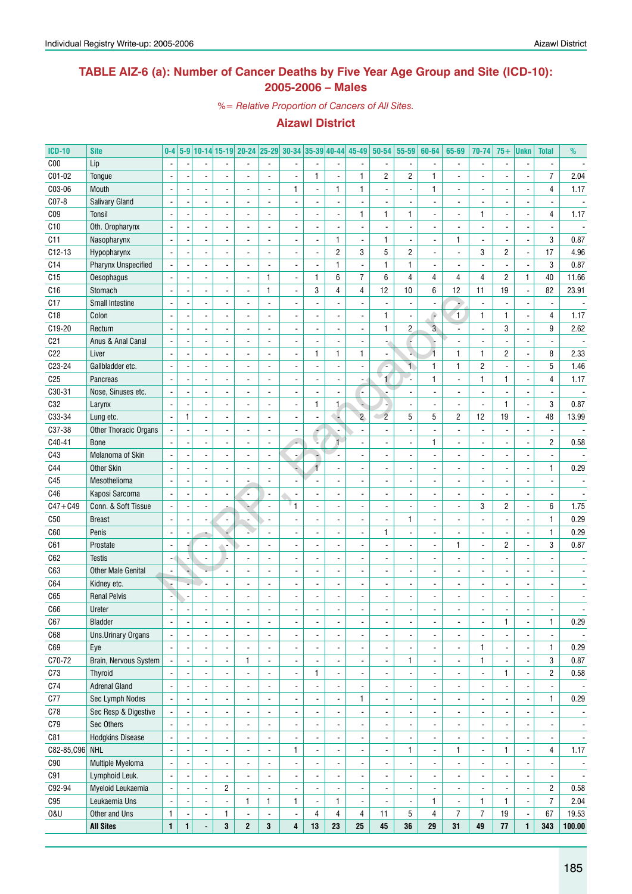## TABLE AIZ-6 (a): Number of Cancer Deaths by Five Year Age Group and Site (ICD-10): 2005-2006 – Males

*%= Relative Proportion of Cancers of All Sites.*

### Aizawl District

| ICD-10 | Site | 0-4 | 5-9 | 10-14 | 15-19 | 20-24 | 25-29 | 30-34 | 35-39 | 40-44 | 45-49 | 50-54 | 55-59 | 60-64 | 65-69 | 70-74 | 75+ | Unkn | Total | % |
|---|---|---|---|---|---|---|---|---|---|---|---|---|---|---|---|---|---|---|---|---|
| C00 | Lip | - | - | - | - | - | - | - | - | - | - | - | - | - | - | - | - | - | - | - |
| C01-02 | Tongue | - | - | - | - | - | - | - | 1 | - | 1 | 2 | 2 | 1 | - | - | - | - | 7 | 2.04 |
| C03-06 | Mouth | - | - | - | - | - | - | 1 | - | 1 | 1 | - | - | 1 | - | - | - | - | 4 | 1.17 |
| C07-8 | Salivary Gland | - | - | - | - | - | - | - | - | - | - | - | - | - | - | - | - | - | - | - |
| C09 | Tonsil | - | - | - | - | - | - | - | - | - | 1 | 1 | 1 | - | - | 1 | - | - | 4 | 1.17 |
| C10 | Oth. Oropharynx | - | - | - | - | - | - | - | - | - | - | - | - | - | - | - | - | - | - | - |
| C11 | Nasopharynx | - | - | - | - | - | - | - | - | 1 | - | 1 | - | - | 1 | - | - | - | 3 | 0.87 |
| C12-13 | Hypopharynx | - | - | - | - | - | - | - | - | 2 | 3 | 5 | 2 | - | - | 3 | 2 | - | 17 | 4.96 |
| C14 | Pharynx Unspecified | - | - | - | - | - | - | - | - | 1 | - | 1 | 1 | - | - | - | - | - | 3 | 0.87 |
| C15 | Oesophagus | - | - | - | - | - | 1 | - | 1 | 6 | 7 | 6 | 4 | 4 | 4 | 4 | 2 | 1 | 40 | 11.66 |
| C16 | Stomach | - | - | - | - | - | 1 | - | 3 | 4 | 4 | 12 | 10 | 6 | 12 | 11 | 19 | - | 82 | 23.91 |
| C17 | Small Intestine | - | - | - | - | - | - | - | - | - | - | - | - | - | - | - | - | - | - | - |
| C18 | Colon | - | - | - | - | - | - | - | - | - | - | 1 | - | - | 1 | 1 | 1 | - | 4 | 1.17 |
| C19-20 | Rectum | - | - | - | - | - | - | - | - | - | - | 1 | 2 | 3 | - | - | 3 | - | 9 | 2.62 |
| C21 | Anus & Anal Canal | - | - | - | - | - | - | - | - | - | - | - | - | - | - | - | - | - | - | - |
| C22 | Liver | - | - | - | - | - | - | - | 1 | 1 | 1 | - | - | 1 | 1 | 1 | 2 | - | 8 | 2.33 |
| C23-24 | Gallbladder etc. | - | - | - | - | - | - | - | - | - | - | - | 1 | 1 | 1 | 2 | - | - | 5 | 1.46 |
| C25 | Pancreas | - | - | - | - | - | - | - | - | - | - | 1 | - | 1 | - | 1 | 1 | - | 4 | 1.17 |
| C30-31 | Nose, Sinuses etc. | - | - | - | - | - | - | - | - | - | - | - | - | - | - | - | - | - | - | - |
| C32 | Larynx | - | - | - | - | - | - | - | 1 | 1 | - | - | - | - | - | - | 1 | - | 3 | 0.87 |
| C33-34 | Lung etc. | - | 1 | - | - | - | - | - | - | - | 2 | 2 | 5 | 5 | 2 | 12 | 19 | - | 48 | 13.99 |
| C37-38 | Other Thoracic Organs | - | - | - | - | - | - | - | - | - | - | - | - | - | - | - | - | - | - | - |
| C40-41 | Bone | - | - | - | - | - | - | - | - | 1 | - | - | - | 1 | - | - | - | - | 2 | 0.58 |
| C43 | Melanoma of Skin | - | - | - | - | - | - | - | - | - | - | - | - | - | - | - | - | - | - | - |
| C44 | Other Skin | - | - | - | - | - | - | - | 1 | - | - | - | - | - | - | - | - | - | 1 | 0.29 |
| C45 | Mesothelioma | - | - | - | - | - | - | - | - | - | - | - | - | - | - | - | - | - | - | - |
| C46 | Kaposi Sarcoma | - | - | - | - | - | - | - | - | - | - | - | - | - | - | - | - | - | - | - |
| C47+C49 | Conn. & Soft Tissue | - | - | - | - | - | - | 1 | - | - | - | - | - | - | - | 3 | 2 | - | 6 | 1.75 |
| C50 | Breast | - | - | - | - | - | - | - | - | - | - | - | 1 | - | - | - | - | - | 1 | 0.29 |
| C60 | Penis | - | - | - | - | - | - | - | - | - | - | 1 | - | - | - | - | - | - | 1 | 0.29 |
| C61 | Prostate | - | - | - | - | - | - | - | - | - | - | - | - | - | 1 | - | 2 | - | 3 | 0.87 |
| C62 | Testis | - | - | - | - | - | - | - | - | - | - | - | - | - | - | - | - | - | - | - |
| C63 | Other Male Genital | - | - | - | - | - | - | - | - | - | - | - | - | - | - | - | - | - | - | - |
| C64 | Kidney etc. | - | - | - | - | - | - | - | - | - | - | - | - | - | - | - | - | - | - | - |
| C65 | Renal Pelvis | - | - | - | - | - | - | - | - | - | - | - | - | - | - | - | - | - | - | - |
| C66 | Ureter | - | - | - | - | - | - | - | - | - | - | - | - | - | - | - | - | - | - | - |
| C67 | Bladder | - | - | - | - | - | - | - | - | - | - | - | - | - | - | - | 1 | - | 1 | 0.29 |
| C68 | Uns.Urinary Organs | - | - | - | - | - | - | - | - | - | - | - | - | - | - | - | - | - | - | - |
| C69 | Eye | - | - | - | - | - | - | - | - | - | - | - | - | - | - | 1 | - | - | 1 | 0.29 |
| C70-72 | Brain, Nervous System | - | - | - | - | 1 | - | - | - | - | - | - | 1 | - | - | 1 | - | - | 3 | 0.87 |
| C73 | Thyroid | - | - | - | - | - | - | - | 1 | - | - | - | - | - | - | - | 1 | - | 2 | 0.58 |
| C74 | Adrenal Gland | - | - | - | - | - | - | - | - | - | - | - | - | - | - | - | - | - | - | - |
| C77 | Sec Lymph Nodes | - | - | - | - | - | - | - | - | - | 1 | - | - | - | - | - | - | - | 1 | 0.29 |
| C78 | Sec Resp & Digestive | - | - | - | - | - | - | - | - | - | - | - | - | - | - | - | - | - | - | - |
| C79 | Sec Others | - | - | - | - | - | - | - | - | - | - | - | - | - | - | - | - | - | - | - |
| C81 | Hodgkins Disease | - | - | - | - | - | - | - | - | - | - | - | - | - | - | - | - | - | - | - |
| C82-85,C96 | NHL | - | - | - | - | - | - | 1 | - | - | - | - | 1 | - | 1 | - | 1 | - | 4 | 1.17 |
| C90 | Multiple Myeloma | - | - | - | - | - | - | - | - | - | - | - | - | - | - | - | - | - | - | - |
| C91 | Lymphoid Leuk. | - | - | - | - | - | - | - | - | - | - | - | - | - | - | - | - | - | - | - |
| C92-94 | Myeloid Leukaemia | - | - | - | 2 | - | - | - | - | - | - | - | - | - | - | - | - | - | 2 | 0.58 |
| C95 | Leukaemia Uns | - | - | - | - | 1 | 1 | 1 | - | 1 | - | - | - | 1 | - | 1 | 1 | - | 7 | 2.04 |
| O&U | Other and Uns | 1 | - | - | 1 | - | - | - | 4 | 4 | 4 | 11 | 5 | 4 | 7 | 7 | 19 | - | 67 | 19.53 |
| | **All Sites** | **1** | **1** | **-** | **3** | **2** | **3** | **4** | **13** | **23** | **25** | **45** | **36** | **29** | **31** | **49** | **77** | **1** | **343** | **100.00** |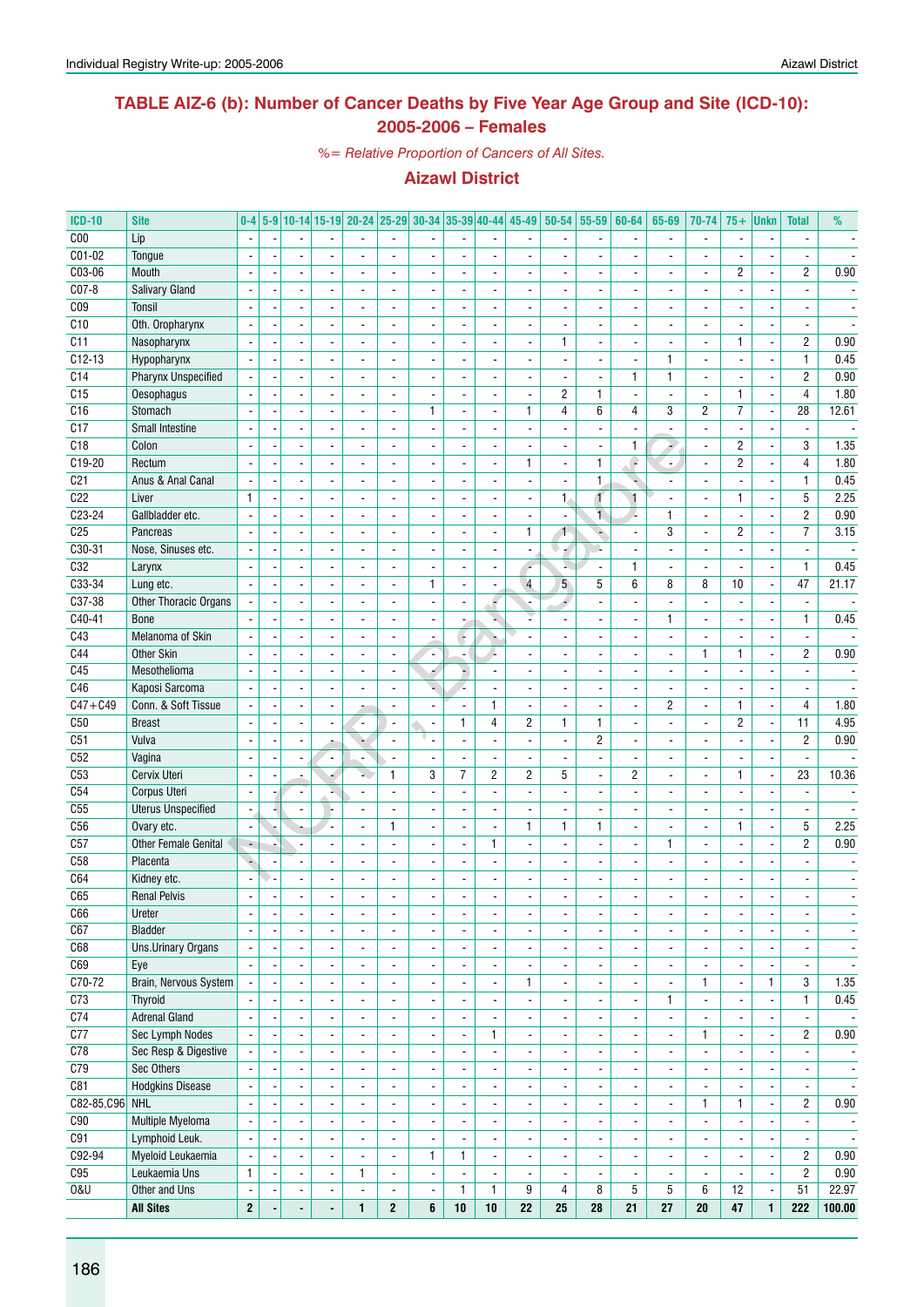## TABLE AIZ-6 (b): Number of Cancer Deaths by Five Year Age Group and Site (ICD-10): 2005-2006 – Females

*%= Relative Proportion of Cancers of All Sites.*

### Aizawl District

| ICD-10 | Site | 0-4 | 5-9 | 10-14 | 15-19 | 20-24 | 25-29 | 30-34 | 35-39 | 40-44 | 45-49 | 50-54 | 55-59 | 60-64 | 65-69 | 70-74 | 75+ | Unkn | Total | % |
|---|---|---|---|---|---|---|---|---|---|---|---|---|---|---|---|---|---|---|---|---|
| C00 | Lip | - | - | - | - | - | - | - | - | - | - | - | - | - | - | - | - | - | - | - |
| C01-02 | Tongue | - | - | - | - | - | - | - | - | - | - | - | - | - | - | - | - | - | - | - |
| C03-06 | Mouth | - | - | - | - | - | - | - | - | - | - | - | - | - | - | - | 2 | - | 2 | 0.90 |
| C07-8 | Salivary Gland | - | - | - | - | - | - | - | - | - | - | - | - | - | - | - | - | - | - | - |
| C09 | Tonsil | - | - | - | - | - | - | - | - | - | - | - | - | - | - | - | - | - | - | - |
| C10 | Oth. Oropharynx | - | - | - | - | - | - | - | - | - | - | - | - | - | - | - | - | - | - | - |
| C11 | Nasopharynx | - | - | - | - | - | - | - | - | - | - | 1 | - | - | - | - | 1 | - | 2 | 0.90 |
| C12-13 | Hypopharynx | - | - | - | - | - | - | - | - | - | - | - | - | - | 1 | - | - | - | 1 | 0.45 |
| C14 | Pharynx Unspecified | - | - | - | - | - | - | - | - | - | - | - | - | 1 | 1 | - | - | - | 2 | 0.90 |
| C15 | Oesophagus | - | - | - | - | - | - | - | - | - | - | 2 | 1 | - | - | - | 1 | - | 4 | 1.80 |
| C16 | Stomach | - | - | - | - | - | - | 1 | - | - | 1 | 4 | 6 | 4 | 3 | 2 | 7 | - | 28 | 12.61 |
| C17 | Small Intestine | - | - | - | - | - | - | - | - | - | - | - | - | - | - | - | - | - | - | - |
| C18 | Colon | - | - | - | - | - | - | - | - | - | - | - | - | 1 | - | - | 2 | - | 3 | 1.35 |
| C19-20 | Rectum | - | - | - | - | - | - | - | - | - | 1 | - | 1 | - | - | - | 2 | - | 4 | 1.80 |
| C21 | Anus & Anal Canal | - | - | - | - | - | - | - | - | - | - | - | 1 | - | - | - | - | - | 1 | 0.45 |
| C22 | Liver | 1 | - | - | - | - | - | - | - | - | - | 1 | 1 | 1 | - | - | 1 | - | 5 | 2.25 |
| C23-24 | Gallbladder etc. | - | - | - | - | - | - | - | - | - | - | - | 1 | - | 1 | - | - | - | 2 | 0.90 |
| C25 | Pancreas | - | - | - | - | - | - | - | - | - | 1 | 1 | - | - | 3 | - | 2 | - | 7 | 3.15 |
| C30-31 | Nose, Sinuses etc. | - | - | - | - | - | - | - | - | - | - | - | - | - | - | - | - | - | - | - |
| C32 | Larynx | - | - | - | - | - | - | - | - | - | - | - | - | 1 | - | - | - | - | 1 | 0.45 |
| C33-34 | Lung etc. | - | - | - | - | - | - | 1 | - | - | 4 | 5 | 5 | 6 | 8 | 8 | 10 | - | 47 | 21.17 |
| C37-38 | Other Thoracic Organs | - | - | - | - | - | - | - | - | - | - | - | - | - | - | - | - | - | - | - |
| C40-41 | Bone | - | - | - | - | - | - | - | - | - | - | - | - | - | 1 | - | - | - | 1 | 0.45 |
| C43 | Melanoma of Skin | - | - | - | - | - | - | - | - | - | - | - | - | - | - | - | - | - | - | - |
| C44 | Other Skin | - | - | - | - | - | - | - | - | - | - | - | - | - | - | 1 | 1 | - | 2 | 0.90 |
| C45 | Mesothelioma | - | - | - | - | - | - | - | - | - | - | - | - | - | - | - | - | - | - | - |
| C46 | Kaposi Sarcoma | - | - | - | - | - | - | - | - | - | - | - | - | - | - | - | - | - | - | - |
| C47+C49 | Conn. & Soft Tissue | - | - | - | - | - | - | - | - | 1 | - | - | - | - | 2 | - | 1 | - | 4 | 1.80 |
| C50 | Breast | - | - | - | - | - | - | - | 1 | 4 | 2 | 1 | 1 | - | - | - | 2 | - | 11 | 4.95 |
| C51 | Vulva | - | - | - | - | - | - | - | - | - | - | - | 2 | - | - | - | - | - | 2 | 0.90 |
| C52 | Vagina | - | - | - | - | - | - | - | - | - | - | - | - | - | - | - | - | - | - | - |
| C53 | Cervix Uteri | - | - | - | - | - | 1 | 3 | 7 | 2 | 2 | 5 | - | 2 | - | - | 1 | - | 23 | 10.36 |
| C54 | Corpus Uteri | - | - | - | - | - | - | - | - | - | - | - | - | - | - | - | - | - | - | - |
| C55 | Uterus Unspecified | - | - | - | - | - | - | - | - | - | - | - | - | - | - | - | - | - | - | - |
| C56 | Ovary etc. | - | - | - | - | - | 1 | - | - | - | 1 | 1 | 1 | - | - | - | 1 | - | 5 | 2.25 |
| C57 | Other Female Genital | - | - | - | - | - | - | - | - | 1 | - | - | - | - | 1 | - | - | - | 2 | 0.90 |
| C58 | Placenta | - | - | - | - | - | - | - | - | - | - | - | - | - | - | - | - | - | - | - |
| C64 | Kidney etc. | - | - | - | - | - | - | - | - | - | - | - | - | - | - | - | - | - | - | - |
| C65 | Renal Pelvis | - | - | - | - | - | - | - | - | - | - | - | - | - | - | - | - | - | - | - |
| C66 | Ureter | - | - | - | - | - | - | - | - | - | - | - | - | - | - | - | - | - | - | - |
| C67 | Bladder | - | - | - | - | - | - | - | - | - | - | - | - | - | - | - | - | - | - | - |
| C68 | Uns.Urinary Organs | - | - | - | - | - | - | - | - | - | - | - | - | - | - | - | - | - | - | - |
| C69 | Eye | - | - | - | - | - | - | - | - | - | - | - | - | - | - | - | - | - | - | - |
| C70-72 | Brain, Nervous System | - | - | - | - | - | - | - | - | - | 1 | - | - | - | - | 1 | - | 1 | 3 | 1.35 |
| C73 | Thyroid | - | - | - | - | - | - | - | - | - | - | - | - | - | 1 | - | - | - | 1 | 0.45 |
| C74 | Adrenal Gland | - | - | - | - | - | - | - | - | - | - | - | - | - | - | - | - | - | - | - |
| C77 | Sec Lymph Nodes | - | - | - | - | - | - | - | - | 1 | - | - | - | - | - | 1 | - | - | 2 | 0.90 |
| C78 | Sec Resp & Digestive | - | - | - | - | - | - | - | - | - | - | - | - | - | - | - | - | - | - | - |
| C79 | Sec Others | - | - | - | - | - | - | - | - | - | - | - | - | - | - | - | - | - | - | - |
| C81 | Hodgkins Disease | - | - | - | - | - | - | - | - | - | - | - | - | - | - | - | - | - | - | - |
| C82-85,C96 | NHL | - | - | - | - | - | - | - | - | - | - | - | - | - | - | 1 | 1 | - | 2 | 0.90 |
| C90 | Multiple Myeloma | - | - | - | - | - | - | - | - | - | - | - | - | - | - | - | - | - | - | - |
| C91 | Lymphoid Leuk. | - | - | - | - | - | - | - | - | - | - | - | - | - | - | - | - | - | - | - |
| C92-94 | Myeloid Leukaemia | - | - | - | - | - | - | 1 | 1 | - | - | - | - | - | - | - | - | - | 2 | 0.90 |
| C95 | Leukaemia Uns | 1 | - | - | - | 1 | - | - | - | - | - | - | - | - | - | - | - | - | 2 | 0.90 |
| O&U | Other and Uns | - | - | - | - | - | - | - | 1 | 1 | 9 | 4 | 8 | 5 | 5 | 6 | 12 | - | 51 | 22.97 |
| | **All Sites** | **2** | **-** | **-** | **-** | **1** | **2** | **6** | **10** | **10** | **22** | **25** | **28** | **21** | **27** | **20** | **47** | **1** | **222** | **100.00** |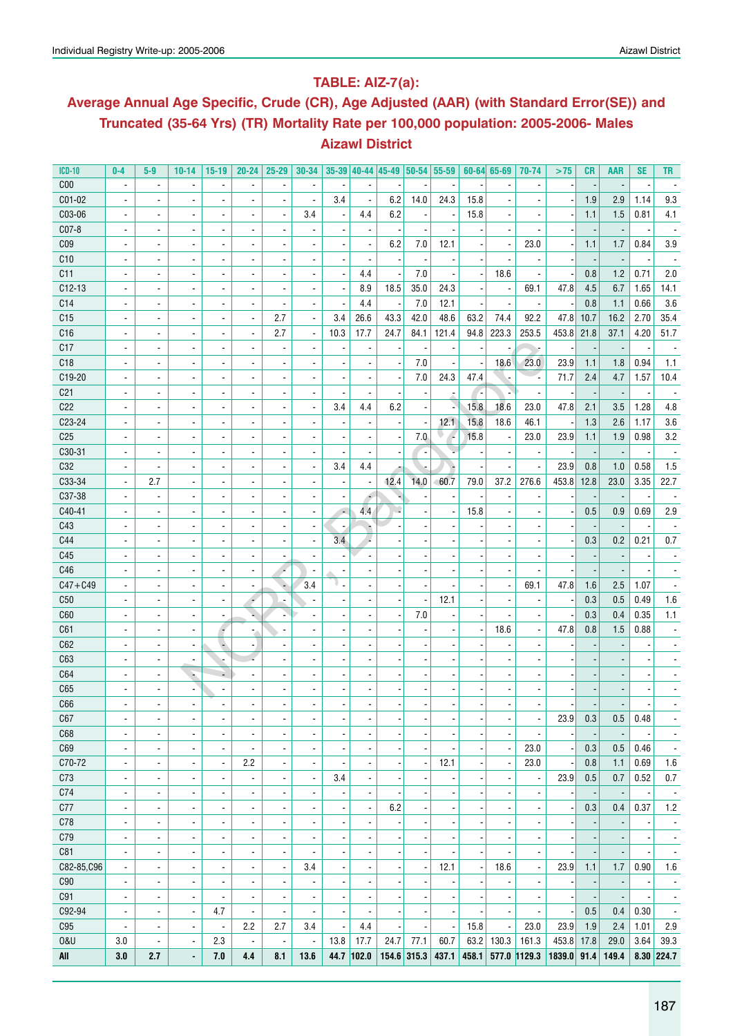## TABLE: AIZ-7(a):

## Average Annual Age Specific, Crude (CR), Age Adjusted (AAR) (with Standard Error(SE)) and Truncated (35-64 Yrs) (TR) Mortality Rate per 100,000 population: 2005-2006- Males

## Aizawl District

| ICD-10 | 0-4 | 5-9 | 10-14 | 15-19 | 20-24 | 25-29 | 30-34 | 35-39 | 40-44 | 45-49 | 50-54 | 55-59 | 60-64 | 65-69 | 70-74 | >75 | CR | AAR | SE | TR |
|---|---|---|---|---|---|---|---|---|---|---|---|---|---|---|---|---|---|---|---|---|
| C00 | - | - | - | - | - | - | - | - | - | - | - | - | - | - | - | - | - | - | - | - |
| C01-02 | - | - | - | - | - | - | - | 3.4 | - | 6.2 | 14.0 | 24.3 | 15.8 | - | - | - | 1.9 | 2.9 | 1.14 | 9.3 |
| C03-06 | - | - | - | - | - | - | 3.4 | - | 4.4 | 6.2 | - | - | 15.8 | - | - | - | 1.1 | 1.5 | 0.81 | 4.1 |
| C07-8 | - | - | - | - | - | - | - | - | - | - | - | - | - | - | - | - | - | - | - | - |
| C09 | - | - | - | - | - | - | - | - | - | 6.2 | 7.0 | 12.1 | - | - | 23.0 | - | 1.1 | 1.7 | 0.84 | 3.9 |
| C10 | - | - | - | - | - | - | - | - | - | - | - | - | - | - | - | - | - | - | - | - |
| C11 | - | - | - | - | - | - | - | - | 4.4 | - | 7.0 | - | - | 18.6 | - | - | 0.8 | 1.2 | 0.71 | 2.0 |
| C12-13 | - | - | - | - | - | - | - | - | 8.9 | 18.5 | 35.0 | 24.3 | - | - | 69.1 | 47.8 | 4.5 | 6.7 | 1.65 | 14.1 |
| C14 | - | - | - | - | - | - | - | - | 4.4 | - | 7.0 | 12.1 | - | - | - | - | 0.8 | 1.1 | 0.66 | 3.6 |
| C15 | - | - | - | - | - | 2.7 | - | 3.4 | 26.6 | 43.3 | 42.0 | 48.6 | 63.2 | 74.4 | 92.2 | 47.8 | 10.7 | 16.2 | 2.70 | 35.4 |
| C16 | - | - | - | - | - | 2.7 | - | 10.3 | 17.7 | 24.7 | 84.1 | 121.4 | 94.8 | 223.3 | 253.5 | 453.8 | 21.8 | 37.1 | 4.20 | 51.7 |
| C17 | - | - | - | - | - | - | - | - | - | - | - | - | - | - | - | - | - | - | - | - |
| C18 | - | - | - | - | - | - | - | - | - | - | 7.0 | - | - | 18.6 | 23.0 | 23.9 | 1.1 | 1.8 | 0.94 | 1.1 |
| C19-20 | - | - | - | - | - | - | - | - | - | - | 7.0 | 24.3 | 47.4 | - | - | 71.7 | 2.4 | 4.7 | 1.57 | 10.4 |
| C21 | - | - | - | - | - | - | - | - | - | - | - | - | - | - | - | - | - | - | - | - |
| C22 | - | - | - | - | - | - | - | 3.4 | 4.4 | 6.2 | - | - | 15.8 | 18.6 | 23.0 | 47.8 | 2.1 | 3.5 | 1.28 | 4.8 |
| C23-24 | - | - | - | - | - | - | - | - | - | - | - | 12.1 | 15.8 | 18.6 | 46.1 | - | 1.3 | 2.6 | 1.17 | 3.6 |
| C25 | - | - | - | - | - | - | - | - | - | - | 7.0 | - | 15.8 | - | 23.0 | 23.9 | 1.1 | 1.9 | 0.98 | 3.2 |
| C30-31 | - | - | - | - | - | - | - | - | - | - | - | - | - | - | - | - | - | - | - | - |
| C32 | - | - | - | - | - | - | - | 3.4 | 4.4 | - | - | - | - | - | - | 23.9 | 0.8 | 1.0 | 0.58 | 1.5 |
| C33-34 | - | 2.7 | - | - | - | - | - | - | - | 12.4 | 14.0 | 60.7 | 79.0 | 37.2 | 276.6 | 453.8 | 12.8 | 23.0 | 3.35 | 22.7 |
| C37-38 | - | - | - | - | - | - | - | - | - | - | - | - | - | - | - | - | - | - | - | - |
| C40-41 | - | - | - | - | - | - | - | - | 4.4 | - | - | - | 15.8 | - | - | - | 0.5 | 0.9 | 0.69 | 2.9 |
| C43 | - | - | - | - | - | - | - | - | - | - | - | - | - | - | - | - | - | - | - | - |
| C44 | - | - | - | - | - | - | - | 3.4 | - | - | - | - | - | - | - | - | 0.3 | 0.2 | 0.21 | 0.7 |
| C45 | - | - | - | - | - | - | - | - | - | - | - | - | - | - | - | - | - | - | - | - |
| C46 | - | - | - | - | - | - | - | - | - | - | - | - | - | - | - | - | - | - | - | - |
| C47+C49 | - | - | - | - | - | - | 3.4 | - | - | - | - | - | - | - | 69.1 | 47.8 | 1.6 | 2.5 | 1.07 | - |
| C50 | - | - | - | - | - | - | - | - | - | - | - | 12.1 | - | - | - | - | 0.3 | 0.5 | 0.49 | 1.6 |
| C60 | - | - | - | - | - | - | - | - | - | - | 7.0 | - | - | - | - | - | 0.3 | 0.4 | 0.35 | 1.1 |
| C61 | - | - | - | - | - | - | - | - | - | - | - | - | - | 18.6 | - | 47.8 | 0.8 | 1.5 | 0.88 | - |
| C62 | - | - | - | - | - | - | - | - | - | - | - | - | - | - | - | - | - | - | - | - |
| C63 | - | - | - | - | - | - | - | - | - | - | - | - | - | - | - | - | - | - | - | - |
| C64 | - | - | - | - | - | - | - | - | - | - | - | - | - | - | - | - | - | - | - | - |
| C65 | - | - | - | - | - | - | - | - | - | - | - | - | - | - | - | - | - | - | - | - |
| C66 | - | - | - | - | - | - | - | - | - | - | - | - | - | - | - | - | - | - | - | - |
| C67 | - | - | - | - | - | - | - | - | - | - | - | - | - | - | - | 23.9 | 0.3 | 0.5 | 0.48 | - |
| C68 | - | - | - | - | - | - | - | - | - | - | - | - | - | - | - | - | - | - | - | - |
| C69 | - | - | - | - | - | - | - | - | - | - | - | - | - | - | 23.0 | - | 0.3 | 0.5 | 0.46 | - |
| C70-72 | - | - | - | - | 2.2 | - | - | - | - | - | - | 12.1 | - | - | 23.0 | - | 0.8 | 1.1 | 0.69 | 1.6 |
| C73 | - | - | - | - | - | - | - | 3.4 | - | - | - | - | - | - | - | 23.9 | 0.5 | 0.7 | 0.52 | 0.7 |
| C74 | - | - | - | - | - | - | - | - | - | - | - | - | - | - | - | - | - | - | - | - |
| C77 | - | - | - | - | - | - | - | - | - | 6.2 | - | - | - | - | - | - | 0.3 | 0.4 | 0.37 | 1.2 |
| C78 | - | - | - | - | - | - | - | - | - | - | - | - | - | - | - | - | - | - | - | - |
| C79 | - | - | - | - | - | - | - | - | - | - | - | - | - | - | - | - | - | - | - | - |
| C81 | - | - | - | - | - | - | - | - | - | - | - | - | - | - | - | - | - | - | - | - |
| C82-85,C96 | - | - | - | - | - | - | 3.4 | - | - | - | - | 12.1 | - | 18.6 | - | 23.9 | 1.1 | 1.7 | 0.90 | 1.6 |
| C90 | - | - | - | - | - | - | - | - | - | - | - | - | - | - | - | - | - | - | - | - |
| C91 | - | - | - | - | - | - | - | - | - | - | - | - | - | - | - | - | - | - | - | - |
| C92-94 | - | - | - | 4.7 | - | - | - | - | - | - | - | - | - | - | - | - | 0.5 | 0.4 | 0.30 | - |
| C95 | - | - | - | - | 2.2 | 2.7 | 3.4 | - | 4.4 | - | - | - | 15.8 | - | 23.0 | 23.9 | 1.9 | 2.4 | 1.01 | 2.9 |
| O&U | 3.0 | - | - | 2.3 | - | - | - | 13.8 | 17.7 | 24.7 | 77.1 | 60.7 | 63.2 | 130.3 | 161.3 | 453.8 | 17.8 | 29.0 | 3.64 | 39.3 |
| **All** | **3.0** | **2.7** | **-** | **7.0** | **4.4** | **8.1** | **13.6** | **44.7** | **102.0** | **154.6** | **315.3** | **437.1** | **458.1** | **577.0** | **1129.3** | **1839.0** | **91.4** | **149.4** | **8.30** | **224.7** |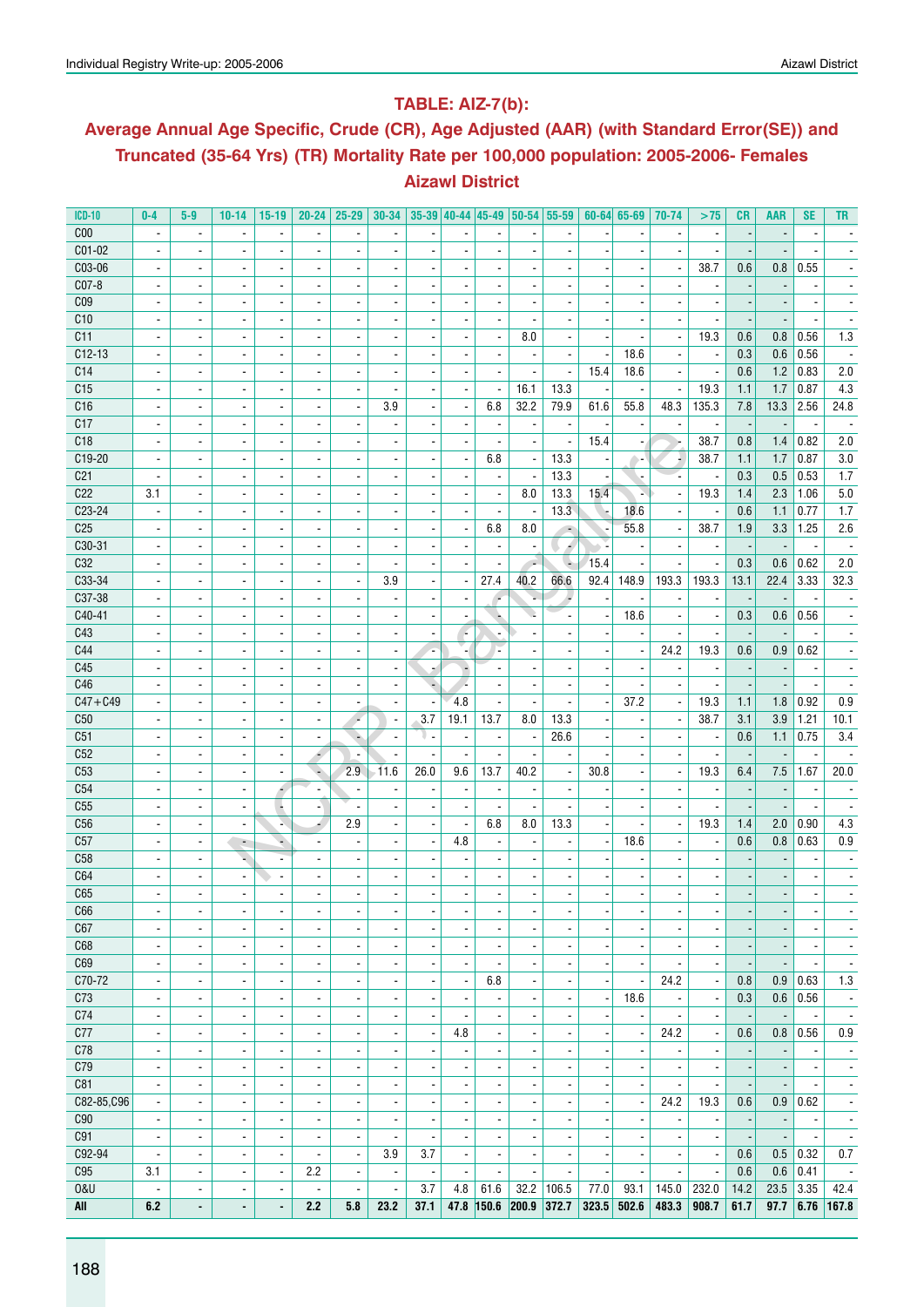## TABLE: AIZ-7(b):

## Average Annual Age Specific, Crude (CR), Age Adjusted (AAR) (with Standard Error(SE)) and Truncated (35-64 Yrs) (TR) Mortality Rate per 100,000 population: 2005-2006- Females

## Aizawl District

| ICD-10 | 0-4 | 5-9 | 10-14 | 15-19 | 20-24 | 25-29 | 30-34 | 35-39 | 40-44 | 45-49 | 50-54 | 55-59 | 60-64 | 65-69 | 70-74 | >75 | CR | AAR | SE | TR |
|---|---|---|---|---|---|---|---|---|---|---|---|---|---|---|---|---|---|---|---|---|
| C00 | - | - | - | - | - | - | - | - | - | - | - | - | - | - | - | - | - | - | - | - |
| C01-02 | - | - | - | - | - | - | - | - | - | - | - | - | - | - | - | - | - | - | - | - |
| C03-06 | - | - | - | - | - | - | - | - | - | - | - | - | - | - | - | 38.7 | 0.6 | 0.8 | 0.55 | - |
| C07-8 | - | - | - | - | - | - | - | - | - | - | - | - | - | - | - | - | - | - | - | - |
| C09 | - | - | - | - | - | - | - | - | - | - | - | - | - | - | - | - | - | - | - | - |
| C10 | - | - | - | - | - | - | - | - | - | - | - | - | - | - | - | - | - | - | - | - |
| C11 | - | - | - | - | - | - | - | - | - | - | 8.0 | - | - | - | - | 19.3 | 0.6 | 0.8 | 0.56 | 1.3 |
| C12-13 | - | - | - | - | - | - | - | - | - | - | - | - | - | 18.6 | - | - | 0.3 | 0.6 | 0.56 | - |
| C14 | - | - | - | - | - | - | - | - | - | - | - | - | 15.4 | 18.6 | - | - | 0.6 | 1.2 | 0.83 | 2.0 |
| C15 | - | - | - | - | - | - | - | - | - | - | 16.1 | 13.3 | - | - | - | 19.3 | 1.1 | 1.7 | 0.87 | 4.3 |
| C16 | - | - | - | - | - | - | 3.9 | - | - | 6.8 | 32.2 | 79.9 | 61.6 | 55.8 | 48.3 | 135.3 | 7.8 | 13.3 | 2.56 | 24.8 |
| C17 | - | - | - | - | - | - | - | - | - | - | - | - | - | - | - | - | - | - | - | - |
| C18 | - | - | - | - | - | - | - | - | - | - | - | - | 15.4 | - | - | 38.7 | 0.8 | 1.4 | 0.82 | 2.0 |
| C19-20 | - | - | - | - | - | - | - | - | - | 6.8 | - | 13.3 | - | - | - | 38.7 | 1.1 | 1.7 | 0.87 | 3.0 |
| C21 | - | - | - | - | - | - | - | - | - | - | - | 13.3 | - | - | - | - | 0.3 | 0.5 | 0.53 | 1.7 |
| C22 | 3.1 | - | - | - | - | - | - | - | - | - | 8.0 | 13.3 | 15.4 | - | - | 19.3 | 1.4 | 2.3 | 1.06 | 5.0 |
| C23-24 | - | - | - | - | - | - | - | - | - | - | - | 13.3 | - | 18.6 | - | - | 0.6 | 1.1 | 0.77 | 1.7 |
| C25 | - | - | - | - | - | - | - | - | - | 6.8 | 8.0 | - | - | 55.8 | - | 38.7 | 1.9 | 3.3 | 1.25 | 2.6 |
| C30-31 | - | - | - | - | - | - | - | - | - | - | - | - | - | - | - | - | - | - | - | - |
| C32 | - | - | - | - | - | - | - | - | - | - | - | - | 15.4 | - | - | - | 0.3 | 0.6 | 0.62 | 2.0 |
| C33-34 | - | - | - | - | - | - | 3.9 | - | - | 27.4 | 40.2 | 66.6 | 92.4 | 148.9 | 193.3 | 193.3 | 13.1 | 22.4 | 3.33 | 32.3 |
| C37-38 | - | - | - | - | - | - | - | - | - | - | - | - | - | - | - | - | - | - | - | - |
| C40-41 | - | - | - | - | - | - | - | - | - | - | - | - | - | 18.6 | - | - | 0.3 | 0.6 | 0.56 | - |
| C43 | - | - | - | - | - | - | - | - | - | - | - | - | - | - | - | - | - | - | - | - |
| C44 | - | - | - | - | - | - | - | - | - | - | - | - | - | - | 24.2 | 19.3 | 0.6 | 0.9 | 0.62 | - |
| C45 | - | - | - | - | - | - | - | - | - | - | - | - | - | - | - | - | - | - | - | - |
| C46 | - | - | - | - | - | - | - | - | - | - | - | - | - | - | - | - | - | - | - | - |
| C47+C49 | - | - | - | - | - | - | - | - | 4.8 | - | - | - | - | 37.2 | - | 19.3 | 1.1 | 1.8 | 0.92 | 0.9 |
| C50 | - | - | - | - | - | - | - | 3.7 | 19.1 | 13.7 | 8.0 | 13.3 | - | - | - | 38.7 | 3.1 | 3.9 | 1.21 | 10.1 |
| C51 | - | - | - | - | - | - | - | - | - | - | - | 26.6 | - | - | - | - | 0.6 | 1.1 | 0.75 | 3.4 |
| C52 | - | - | - | - | - | - | - | - | - | - | - | - | - | - | - | - | - | - | - | - |
| C53 | - | - | - | - | - | 2.9 | 11.6 | 26.0 | 9.6 | 13.7 | 40.2 | - | 30.8 | - | - | 19.3 | 6.4 | 7.5 | 1.67 | 20.0 |
| C54 | - | - | - | - | - | - | - | - | - | - | - | - | - | - | - | - | - | - | - | - |
| C55 | - | - | - | - | - | - | - | - | - | - | - | - | - | - | - | - | - | - | - | - |
| C56 | - | - | - | - | - | 2.9 | - | - | - | 6.8 | 8.0 | 13.3 | - | - | - | 19.3 | 1.4 | 2.0 | 0.90 | 4.3 |
| C57 | - | - | - | - | - | - | - | - | 4.8 | - | - | - | - | 18.6 | - | - | 0.6 | 0.8 | 0.63 | 0.9 |
| C58 | - | - | - | - | - | - | - | - | - | - | - | - | - | - | - | - | - | - | - | - |
| C64 | - | - | - | - | - | - | - | - | - | - | - | - | - | - | - | - | - | - | - | - |
| C65 | - | - | - | - | - | - | - | - | - | - | - | - | - | - | - | - | - | - | - | - |
| C66 | - | - | - | - | - | - | - | - | - | - | - | - | - | - | - | - | - | - | - | - |
| C67 | - | - | - | - | - | - | - | - | - | - | - | - | - | - | - | - | - | - | - | - |
| C68 | - | - | - | - | - | - | - | - | - | - | - | - | - | - | - | - | - | - | - | - |
| C69 | - | - | - | - | - | - | - | - | - | - | - | - | - | - | - | - | - | - | - | - |
| C70-72 | - | - | - | - | - | - | - | - | - | 6.8 | - | - | - | - | 24.2 | - | 0.8 | 0.9 | 0.63 | 1.3 |
| C73 | - | - | - | - | - | - | - | - | - | - | - | - | - | 18.6 | - | - | 0.3 | 0.6 | 0.56 | - |
| C74 | - | - | - | - | - | - | - | - | - | - | - | - | - | - | - | - | - | - | - | - |
| C77 | - | - | - | - | - | - | - | - | 4.8 | - | - | - | - | - | 24.2 | - | 0.6 | 0.8 | 0.56 | 0.9 |
| C78 | - | - | - | - | - | - | - | - | - | - | - | - | - | - | - | - | - | - | - | - |
| C79 | - | - | - | - | - | - | - | - | - | - | - | - | - | - | - | - | - | - | - | - |
| C81 | - | - | - | - | - | - | - | - | - | - | - | - | - | - | - | - | - | - | - | - |
| C82-85,C96 | - | - | - | - | - | - | - | - | - | - | - | - | - | - | 24.2 | 19.3 | 0.6 | 0.9 | 0.62 | - |
| C90 | - | - | - | - | - | - | - | - | - | - | - | - | - | - | - | - | - | - | - | - |
| C91 | - | - | - | - | - | - | - | - | - | - | - | - | - | - | - | - | - | - | - | - |
| C92-94 | - | - | - | - | - | - | 3.9 | 3.7 | - | - | - | - | - | - | - | - | 0.6 | 0.5 | 0.32 | 0.7 |
| C95 | 3.1 | - | - | - | 2.2 | - | - | - | - | - | - | - | - | - | - | - | 0.6 | 0.6 | 0.41 | - |
| O&U | - | - | - | - | - | - | - | 3.7 | 4.8 | 61.6 | 32.2 | 106.5 | 77.0 | 93.1 | 145.0 | 232.0 | 14.2 | 23.5 | 3.35 | 42.4 |
| **All** | **6.2** | **-** | **-** | **-** | **2.2** | **5.8** | **23.2** | **37.1** | **47.8** | **150.6** | **200.9** | **372.7** | **323.5** | **502.6** | **483.3** | **908.7** | **61.7** | **97.7** | **6.76** | **167.8** |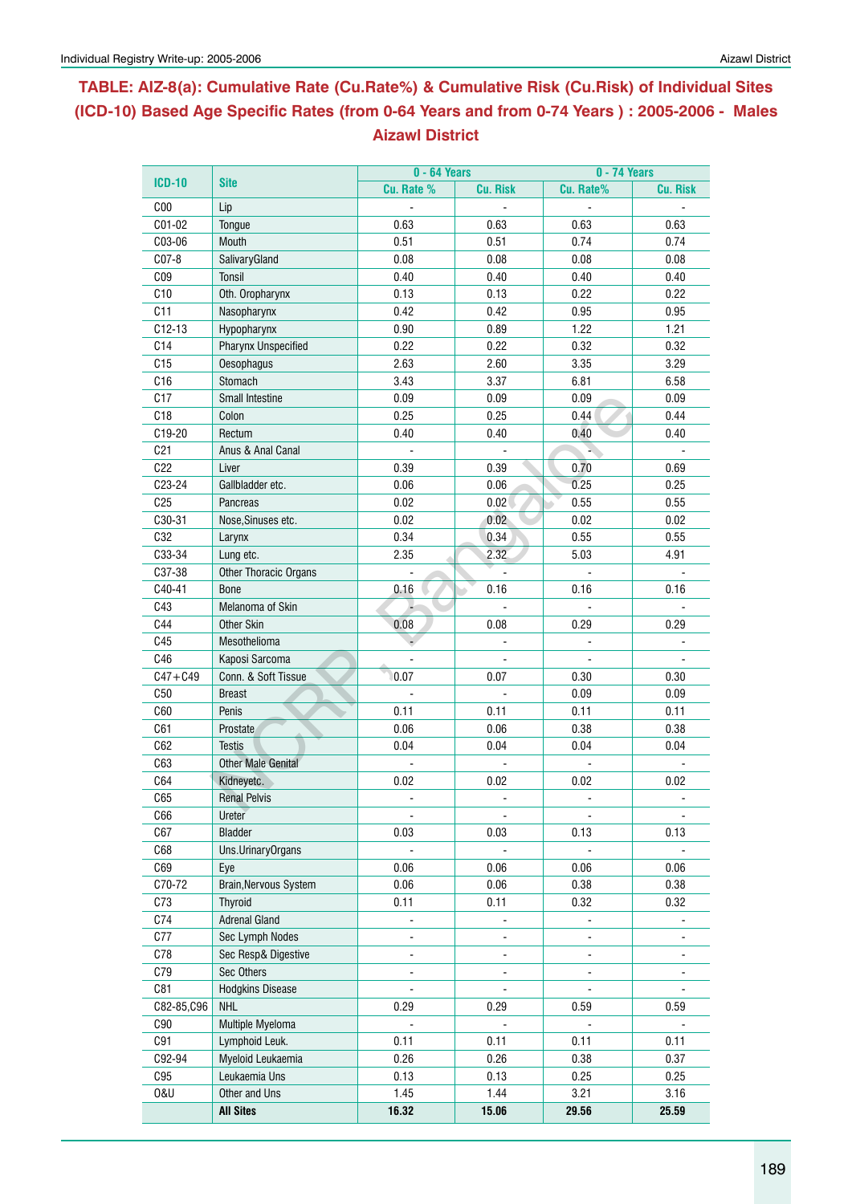# TABLE: AIZ-8(a): Cumulative Rate (Cu.Rate%) & Cumulative Risk (Cu.Risk) of Individual Sites (ICD-10) Based Age Specific Rates (from 0-64 Years and from 0-74 Years ) : 2005-2006 - Males Aizawl District

| ICD-10 | Site | 0 - 64 Years | | 0 - 74 Years | |
|---|---|---|---|---|---|
| | | Cu. Rate % | Cu. Risk | Cu. Rate% | Cu. Risk |
| C00 | Lip | - | - | - | - |
| C01-02 | Tongue | 0.63 | 0.63 | 0.63 | 0.63 |
| C03-06 | Mouth | 0.51 | 0.51 | 0.74 | 0.74 |
| C07-8 | SalivaryGland | 0.08 | 0.08 | 0.08 | 0.08 |
| C09 | Tonsil | 0.40 | 0.40 | 0.40 | 0.40 |
| C10 | Oth. Oropharynx | 0.13 | 0.13 | 0.22 | 0.22 |
| C11 | Nasopharynx | 0.42 | 0.42 | 0.95 | 0.95 |
| C12-13 | Hypopharynx | 0.90 | 0.89 | 1.22 | 1.21 |
| C14 | Pharynx Unspecified | 0.22 | 0.22 | 0.32 | 0.32 |
| C15 | Oesophagus | 2.63 | 2.60 | 3.35 | 3.29 |
| C16 | Stomach | 3.43 | 3.37 | 6.81 | 6.58 |
| C17 | Small Intestine | 0.09 | 0.09 | 0.09 | 0.09 |
| C18 | Colon | 0.25 | 0.25 | 0.44 | 0.44 |
| C19-20 | Rectum | 0.40 | 0.40 | 0.40 | 0.40 |
| C21 | Anus & Anal Canal | - | - | - | - |
| C22 | Liver | 0.39 | 0.39 | 0.70 | 0.69 |
| C23-24 | Gallbladder etc. | 0.06 | 0.06 | 0.25 | 0.25 |
| C25 | Pancreas | 0.02 | 0.02 | 0.55 | 0.55 |
| C30-31 | Nose,Sinuses etc. | 0.02 | 0.02 | 0.02 | 0.02 |
| C32 | Larynx | 0.34 | 0.34 | 0.55 | 0.55 |
| C33-34 | Lung etc. | 2.35 | 2.32 | 5.03 | 4.91 |
| C37-38 | Other Thoracic Organs | - | - | - | - |
| C40-41 | Bone | 0.16 | 0.16 | 0.16 | 0.16 |
| C43 | Melanoma of Skin | - | - | - | - |
| C44 | Other Skin | 0.08 | 0.08 | 0.29 | 0.29 |
| C45 | Mesothelioma | - | - | - | - |
| C46 | Kaposi Sarcoma | - | - | - | - |
| C47+C49 | Conn. & Soft Tissue | 0.07 | 0.07 | 0.30 | 0.30 |
| C50 | Breast | - | - | 0.09 | 0.09 |
| C60 | Penis | 0.11 | 0.11 | 0.11 | 0.11 |
| C61 | Prostate | 0.06 | 0.06 | 0.38 | 0.38 |
| C62 | Testis | 0.04 | 0.04 | 0.04 | 0.04 |
| C63 | Other Male Genital | - | - | - | - |
| C64 | Kidneyetc. | 0.02 | 0.02 | 0.02 | 0.02 |
| C65 | Renal Pelvis | - | - | - | - |
| C66 | Ureter | - | - | - | - |
| C67 | Bladder | 0.03 | 0.03 | 0.13 | 0.13 |
| C68 | Uns.UrinaryOrgans | - | - | - | - |
| C69 | Eye | 0.06 | 0.06 | 0.06 | 0.06 |
| C70-72 | Brain,Nervous System | 0.06 | 0.06 | 0.38 | 0.38 |
| C73 | Thyroid | 0.11 | 0.11 | 0.32 | 0.32 |
| C74 | Adrenal Gland | - | - | - | - |
| C77 | Sec Lymph Nodes | - | - | - | - |
| C78 | Sec Resp& Digestive | - | - | - | - |
| C79 | Sec Others | - | - | - | - |
| C81 | Hodgkins Disease | - | - | - | - |
| C82-85,C96 | NHL | 0.29 | 0.29 | 0.59 | 0.59 |
| C90 | Multiple Myeloma | - | - | - | - |
| C91 | Lymphoid Leuk. | 0.11 | 0.11 | 0.11 | 0.11 |
| C92-94 | Myeloid Leukaemia | 0.26 | 0.26 | 0.38 | 0.37 |
| C95 | Leukaemia Uns | 0.13 | 0.13 | 0.25 | 0.25 |
| O&U | Other and Uns | 1.45 | 1.44 | 3.21 | 3.16 |
| | **All Sites** | **16.32** | **15.06** | **29.56** | **25.59** |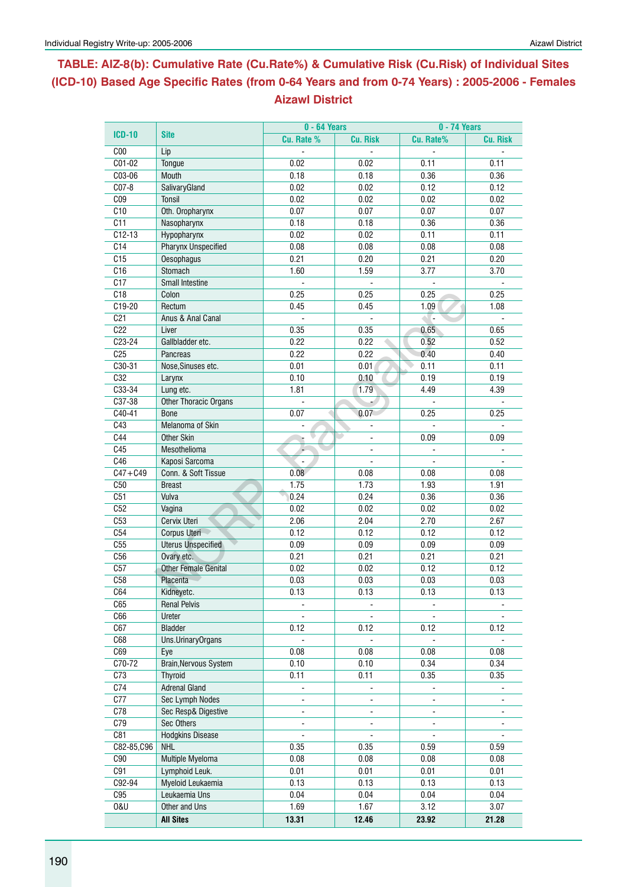## TABLE: AIZ-8(b): Cumulative Rate (Cu.Rate%) & Cumulative Risk (Cu.Risk) of Individual Sites (ICD-10) Based Age Specific Rates (from 0-64 Years and from 0-74 Years) : 2005-2006 - Females Aizawl District

| ICD-10 | Site | 0 - 64 Years | | 0 - 74 Years | |
|---|---|---|---|---|---|
| | | Cu. Rate % | Cu. Risk | Cu. Rate% | Cu. Risk |
| C00 | Lip | - | - | - | - |
| C01-02 | Tongue | 0.02 | 0.02 | 0.11 | 0.11 |
| C03-06 | Mouth | 0.18 | 0.18 | 0.36 | 0.36 |
| C07-8 | SalivaryGland | 0.02 | 0.02 | 0.12 | 0.12 |
| C09 | Tonsil | 0.02 | 0.02 | 0.02 | 0.02 |
| C10 | Oth. Oropharynx | 0.07 | 0.07 | 0.07 | 0.07 |
| C11 | Nasopharynx | 0.18 | 0.18 | 0.36 | 0.36 |
| C12-13 | Hypopharynx | 0.02 | 0.02 | 0.11 | 0.11 |
| C14 | Pharynx Unspecified | 0.08 | 0.08 | 0.08 | 0.08 |
| C15 | Oesophagus | 0.21 | 0.20 | 0.21 | 0.20 |
| C16 | Stomach | 1.60 | 1.59 | 3.77 | 3.70 |
| C17 | Small Intestine | - | - | - | - |
| C18 | Colon | 0.25 | 0.25 | 0.25 | 0.25 |
| C19-20 | Rectum | 0.45 | 0.45 | 1.09 | 1.08 |
| C21 | Anus & Anal Canal | - | - | - | - |
| C22 | Liver | 0.35 | 0.35 | 0.65 | 0.65 |
| C23-24 | Gallbladder etc. | 0.22 | 0.22 | 0.52 | 0.52 |
| C25 | Pancreas | 0.22 | 0.22 | 0.40 | 0.40 |
| C30-31 | Nose,Sinuses etc. | 0.01 | 0.01 | 0.11 | 0.11 |
| C32 | Larynx | 0.10 | 0.10 | 0.19 | 0.19 |
| C33-34 | Lung etc. | 1.81 | 1.79 | 4.49 | 4.39 |
| C37-38 | Other Thoracic Organs | - | - | - | - |
| C40-41 | Bone | 0.07 | 0.07 | 0.25 | 0.25 |
| C43 | Melanoma of Skin | - | - | - | - |
| C44 | Other Skin | - | - | 0.09 | 0.09 |
| C45 | Mesothelioma | - | - | - | - |
| C46 | Kaposi Sarcoma | - | - | - | - |
| C47+C49 | Conn. & Soft Tissue | 0.08 | 0.08 | 0.08 | 0.08 |
| C50 | Breast | 1.75 | 1.73 | 1.93 | 1.91 |
| C51 | Vulva | 0.24 | 0.24 | 0.36 | 0.36 |
| C52 | Vagina | 0.02 | 0.02 | 0.02 | 0.02 |
| C53 | Cervix Uteri | 2.06 | 2.04 | 2.70 | 2.67 |
| C54 | Corpus Uteri | 0.12 | 0.12 | 0.12 | 0.12 |
| C55 | Uterus Unspecified | 0.09 | 0.09 | 0.09 | 0.09 |
| C56 | Ovary etc. | 0.21 | 0.21 | 0.21 | 0.21 |
| C57 | Other Female Genital | 0.02 | 0.02 | 0.12 | 0.12 |
| C58 | Placenta | 0.03 | 0.03 | 0.03 | 0.03 |
| C64 | Kidneyetc. | 0.13 | 0.13 | 0.13 | 0.13 |
| C65 | Renal Pelvis | - | - | - | - |
| C66 | Ureter | - | - | - | - |
| C67 | Bladder | 0.12 | 0.12 | 0.12 | 0.12 |
| C68 | Uns.UrinaryOrgans | - | - | - | - |
| C69 | Eye | 0.08 | 0.08 | 0.08 | 0.08 |
| C70-72 | Brain,Nervous System | 0.10 | 0.10 | 0.34 | 0.34 |
| C73 | Thyroid | 0.11 | 0.11 | 0.35 | 0.35 |
| C74 | Adrenal Gland | - | - | - | - |
| C77 | Sec Lymph Nodes | - | - | - | - |
| C78 | Sec Resp& Digestive | - | - | - | - |
| C79 | Sec Others | - | - | - | - |
| C81 | Hodgkins Disease | - | - | - | - |
| C82-85,C96 | NHL | 0.35 | 0.35 | 0.59 | 0.59 |
| C90 | Multiple Myeloma | 0.08 | 0.08 | 0.08 | 0.08 |
| C91 | Lymphoid Leuk. | 0.01 | 0.01 | 0.01 | 0.01 |
| C92-94 | Myeloid Leukaemia | 0.13 | 0.13 | 0.13 | 0.13 |
| C95 | Leukaemia Uns | 0.04 | 0.04 | 0.04 | 0.04 |
| O&U | Other and Uns | 1.69 | 1.67 | 3.12 | 3.07 |
| | **All Sites** | **13.31** | **12.46** | **23.92** | **21.28** |